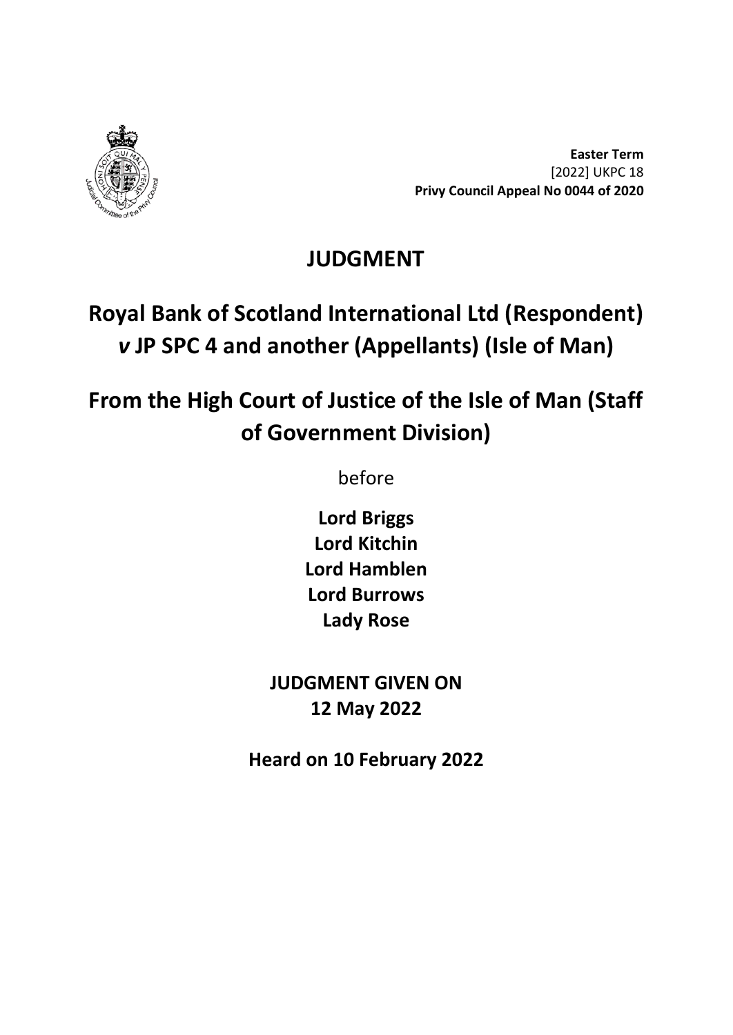**Easter Term**
[2022] UKPC 18
**Privy Council Appeal No 0044 of 2020**

# JUDGMENT

## Royal Bank of Scotland International Ltd (Respondent) *v* JP SPC 4 and another (Appellants) (Isle of Man)

## From the High Court of Justice of the Isle of Man (Staff of Government Division)

before

**Lord Briggs**
**Lord Kitchin**
**Lord Hamblen**
**Lord Burrows**
**Lady Rose**

**JUDGMENT GIVEN ON**
**12 May 2022**

**Heard on 10 February 2022**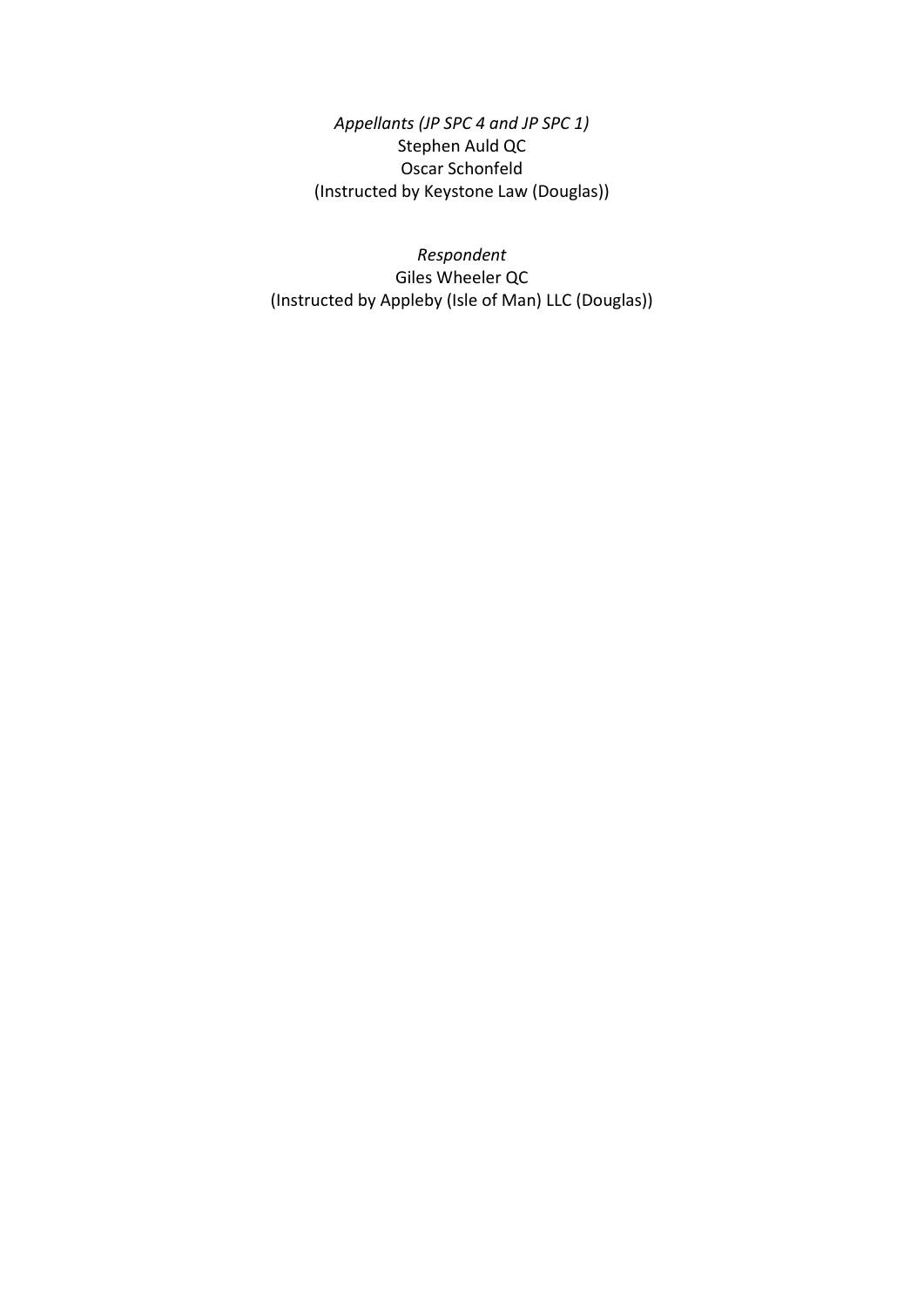*Appellants (JP SPC 4 and JP SPC 1)*
Stephen Auld QC
Oscar Schonfeld
(Instructed by Keystone Law (Douglas))

*Respondent*
Giles Wheeler QC
(Instructed by Appleby (Isle of Man) LLC (Douglas))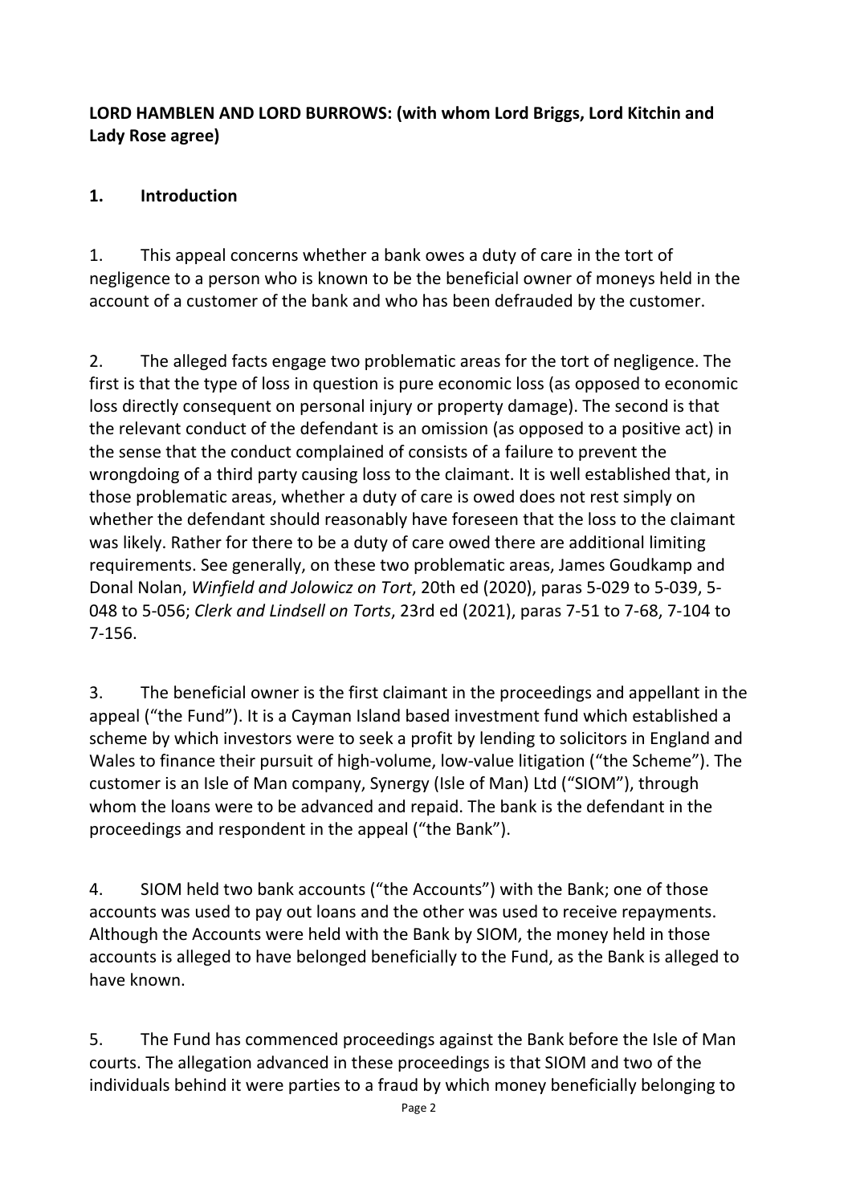**LORD HAMBLEN AND LORD BURROWS: (with whom Lord Briggs, Lord Kitchin and Lady Rose agree)**

## 1. Introduction

1. This appeal concerns whether a bank owes a duty of care in the tort of negligence to a person who is known to be the beneficial owner of moneys held in the account of a customer of the bank and who has been defrauded by the customer.

2. The alleged facts engage two problematic areas for the tort of negligence. The first is that the type of loss in question is pure economic loss (as opposed to economic loss directly consequent on personal injury or property damage). The second is that the relevant conduct of the defendant is an omission (as opposed to a positive act) in the sense that the conduct complained of consists of a failure to prevent the wrongdoing of a third party causing loss to the claimant. It is well established that, in those problematic areas, whether a duty of care is owed does not rest simply on whether the defendant should reasonably have foreseen that the loss to the claimant was likely. Rather for there to be a duty of care owed there are additional limiting requirements. See generally, on these two problematic areas, James Goudkamp and Donal Nolan, *Winfield and Jolowicz on Tort*, 20th ed (2020), paras 5-029 to 5-039, 5-048 to 5-056; *Clerk and Lindsell on Torts*, 23rd ed (2021), paras 7-51 to 7-68, 7-104 to 7-156.

3. The beneficial owner is the first claimant in the proceedings and appellant in the appeal ("the Fund"). It is a Cayman Island based investment fund which established a scheme by which investors were to seek a profit by lending to solicitors in England and Wales to finance their pursuit of high-volume, low-value litigation ("the Scheme"). The customer is an Isle of Man company, Synergy (Isle of Man) Ltd ("SIOM"), through whom the loans were to be advanced and repaid. The bank is the defendant in the proceedings and respondent in the appeal ("the Bank").

4. SIOM held two bank accounts ("the Accounts") with the Bank; one of those accounts was used to pay out loans and the other was used to receive repayments. Although the Accounts were held with the Bank by SIOM, the money held in those accounts is alleged to have belonged beneficially to the Fund, as the Bank is alleged to have known.

5. The Fund has commenced proceedings against the Bank before the Isle of Man courts. The allegation advanced in these proceedings is that SIOM and two of the individuals behind it were parties to a fraud by which money beneficially belonging to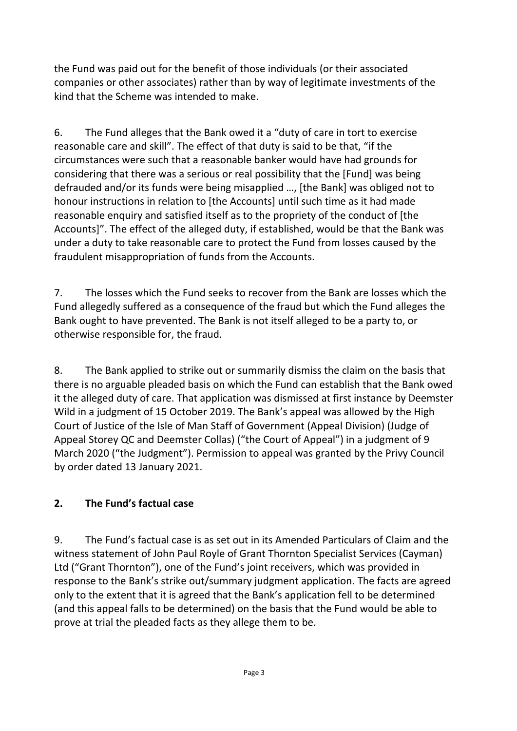the Fund was paid out for the benefit of those individuals (or their associated companies or other associates) rather than by way of legitimate investments of the kind that the Scheme was intended to make.

6. The Fund alleges that the Bank owed it a "duty of care in tort to exercise reasonable care and skill". The effect of that duty is said to be that, "if the circumstances were such that a reasonable banker would have had grounds for considering that there was a serious or real possibility that the [Fund] was being defrauded and/or its funds were being misapplied …, [the Bank] was obliged not to honour instructions in relation to [the Accounts] until such time as it had made reasonable enquiry and satisfied itself as to the propriety of the conduct of [the Accounts]". The effect of the alleged duty, if established, would be that the Bank was under a duty to take reasonable care to protect the Fund from losses caused by the fraudulent misappropriation of funds from the Accounts.

7. The losses which the Fund seeks to recover from the Bank are losses which the Fund allegedly suffered as a consequence of the fraud but which the Fund alleges the Bank ought to have prevented. The Bank is not itself alleged to be a party to, or otherwise responsible for, the fraud.

8. The Bank applied to strike out or summarily dismiss the claim on the basis that there is no arguable pleaded basis on which the Fund can establish that the Bank owed it the alleged duty of care. That application was dismissed at first instance by Deemster Wild in a judgment of 15 October 2019. The Bank's appeal was allowed by the High Court of Justice of the Isle of Man Staff of Government (Appeal Division) (Judge of Appeal Storey QC and Deemster Collas) ("the Court of Appeal") in a judgment of 9 March 2020 ("the Judgment"). Permission to appeal was granted by the Privy Council by order dated 13 January 2021.

## 2. The Fund's factual case

9. The Fund's factual case is as set out in its Amended Particulars of Claim and the witness statement of John Paul Royle of Grant Thornton Specialist Services (Cayman) Ltd ("Grant Thornton"), one of the Fund's joint receivers, which was provided in response to the Bank's strike out/summary judgment application. The facts are agreed only to the extent that it is agreed that the Bank's application fell to be determined (and this appeal falls to be determined) on the basis that the Fund would be able to prove at trial the pleaded facts as they allege them to be.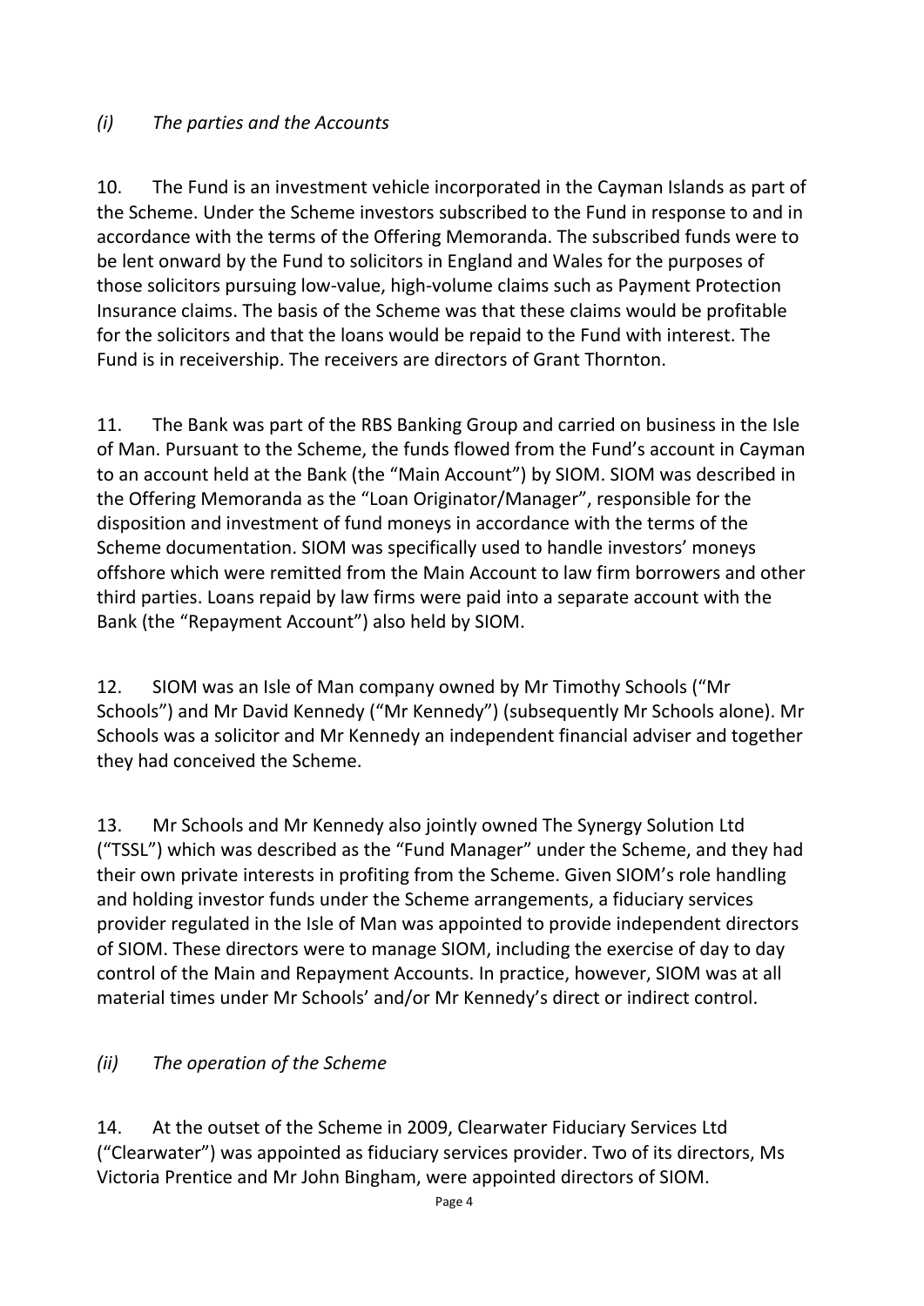### *(i) The parties and the Accounts*

10. The Fund is an investment vehicle incorporated in the Cayman Islands as part of the Scheme. Under the Scheme investors subscribed to the Fund in response to and in accordance with the terms of the Offering Memoranda. The subscribed funds were to be lent onward by the Fund to solicitors in England and Wales for the purposes of those solicitors pursuing low-value, high-volume claims such as Payment Protection Insurance claims. The basis of the Scheme was that these claims would be profitable for the solicitors and that the loans would be repaid to the Fund with interest. The Fund is in receivership. The receivers are directors of Grant Thornton.

11. The Bank was part of the RBS Banking Group and carried on business in the Isle of Man. Pursuant to the Scheme, the funds flowed from the Fund's account in Cayman to an account held at the Bank (the "Main Account") by SIOM. SIOM was described in the Offering Memoranda as the "Loan Originator/Manager", responsible for the disposition and investment of fund moneys in accordance with the terms of the Scheme documentation. SIOM was specifically used to handle investors' moneys offshore which were remitted from the Main Account to law firm borrowers and other third parties. Loans repaid by law firms were paid into a separate account with the Bank (the "Repayment Account") also held by SIOM.

12. SIOM was an Isle of Man company owned by Mr Timothy Schools ("Mr Schools") and Mr David Kennedy ("Mr Kennedy") (subsequently Mr Schools alone). Mr Schools was a solicitor and Mr Kennedy an independent financial adviser and together they had conceived the Scheme.

13. Mr Schools and Mr Kennedy also jointly owned The Synergy Solution Ltd ("TSSL") which was described as the "Fund Manager" under the Scheme, and they had their own private interests in profiting from the Scheme. Given SIOM's role handling and holding investor funds under the Scheme arrangements, a fiduciary services provider regulated in the Isle of Man was appointed to provide independent directors of SIOM. These directors were to manage SIOM, including the exercise of day to day control of the Main and Repayment Accounts. In practice, however, SIOM was at all material times under Mr Schools' and/or Mr Kennedy's direct or indirect control.

### *(ii) The operation of the Scheme*

14. At the outset of the Scheme in 2009, Clearwater Fiduciary Services Ltd ("Clearwater") was appointed as fiduciary services provider. Two of its directors, Ms Victoria Prentice and Mr John Bingham, were appointed directors of SIOM.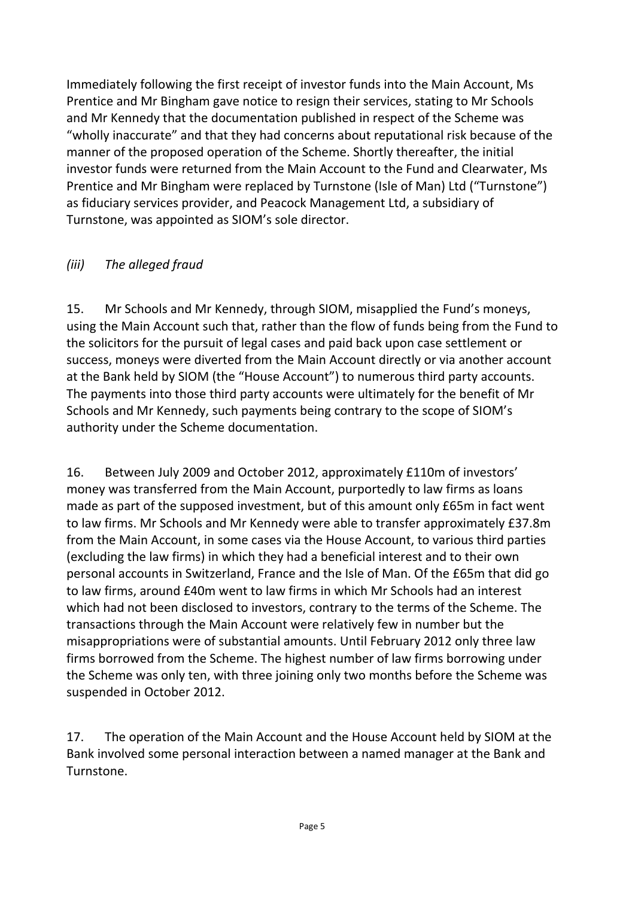Immediately following the first receipt of investor funds into the Main Account, Ms Prentice and Mr Bingham gave notice to resign their services, stating to Mr Schools and Mr Kennedy that the documentation published in respect of the Scheme was "wholly inaccurate" and that they had concerns about reputational risk because of the manner of the proposed operation of the Scheme. Shortly thereafter, the initial investor funds were returned from the Main Account to the Fund and Clearwater, Ms Prentice and Mr Bingham were replaced by Turnstone (Isle of Man) Ltd ("Turnstone") as fiduciary services provider, and Peacock Management Ltd, a subsidiary of Turnstone, was appointed as SIOM's sole director.

### *(iii) The alleged fraud*

15. Mr Schools and Mr Kennedy, through SIOM, misapplied the Fund's moneys, using the Main Account such that, rather than the flow of funds being from the Fund to the solicitors for the pursuit of legal cases and paid back upon case settlement or success, moneys were diverted from the Main Account directly or via another account at the Bank held by SIOM (the "House Account") to numerous third party accounts. The payments into those third party accounts were ultimately for the benefit of Mr Schools and Mr Kennedy, such payments being contrary to the scope of SIOM's authority under the Scheme documentation.

16. Between July 2009 and October 2012, approximately £110m of investors' money was transferred from the Main Account, purportedly to law firms as loans made as part of the supposed investment, but of this amount only £65m in fact went to law firms. Mr Schools and Mr Kennedy were able to transfer approximately £37.8m from the Main Account, in some cases via the House Account, to various third parties (excluding the law firms) in which they had a beneficial interest and to their own personal accounts in Switzerland, France and the Isle of Man. Of the £65m that did go to law firms, around £40m went to law firms in which Mr Schools had an interest which had not been disclosed to investors, contrary to the terms of the Scheme. The transactions through the Main Account were relatively few in number but the misappropriations were of substantial amounts. Until February 2012 only three law firms borrowed from the Scheme. The highest number of law firms borrowing under the Scheme was only ten, with three joining only two months before the Scheme was suspended in October 2012.

17. The operation of the Main Account and the House Account held by SIOM at the Bank involved some personal interaction between a named manager at the Bank and Turnstone.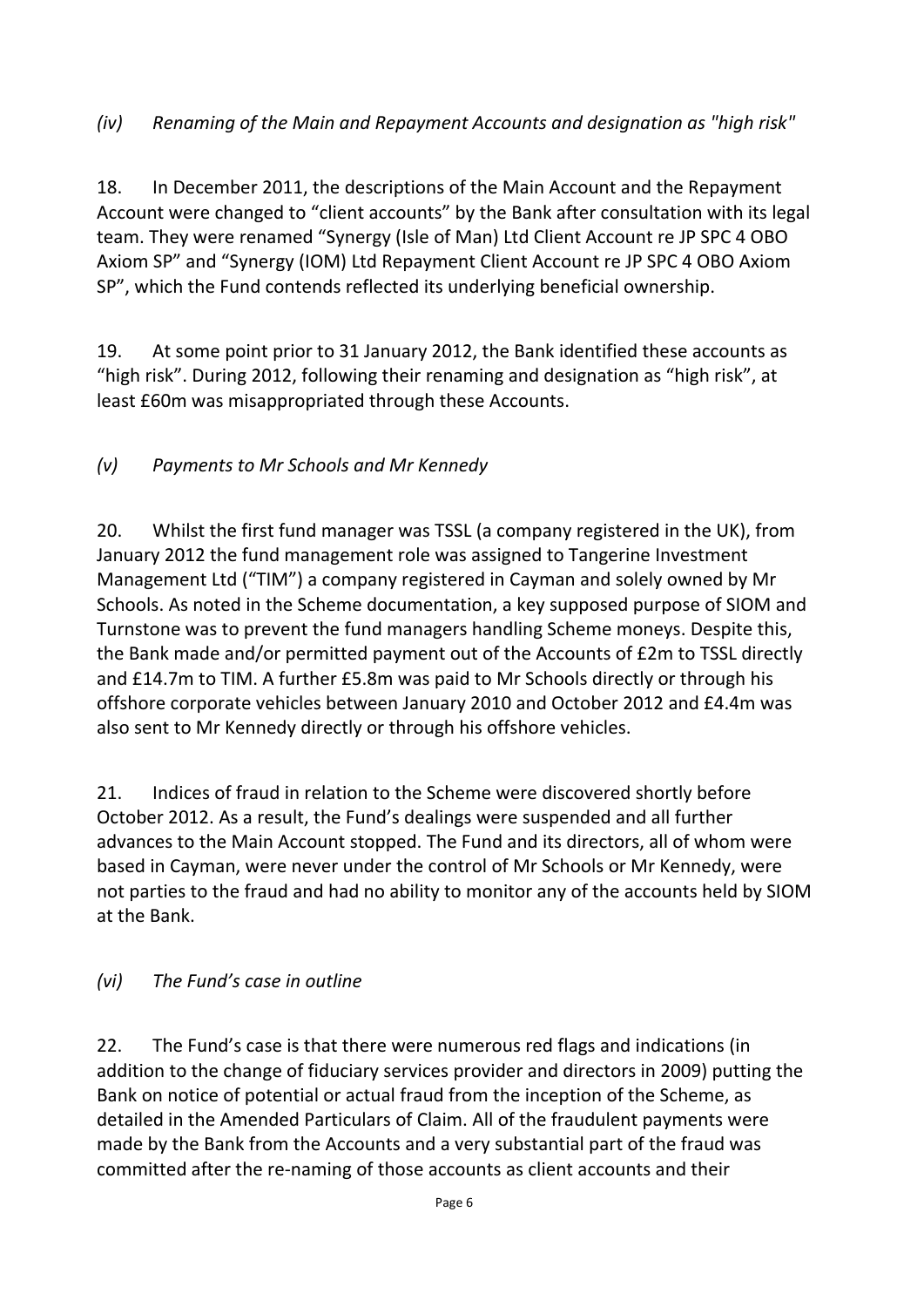*(iv) Renaming of the Main and Repayment Accounts and designation as "high risk"*

18. In December 2011, the descriptions of the Main Account and the Repayment Account were changed to "client accounts" by the Bank after consultation with its legal team. They were renamed "Synergy (Isle of Man) Ltd Client Account re JP SPC 4 OBO Axiom SP" and "Synergy (IOM) Ltd Repayment Client Account re JP SPC 4 OBO Axiom SP", which the Fund contends reflected its underlying beneficial ownership.

19. At some point prior to 31 January 2012, the Bank identified these accounts as "high risk". During 2012, following their renaming and designation as "high risk", at least £60m was misappropriated through these Accounts.

*(v) Payments to Mr Schools and Mr Kennedy*

20. Whilst the first fund manager was TSSL (a company registered in the UK), from January 2012 the fund management role was assigned to Tangerine Investment Management Ltd ("TIM") a company registered in Cayman and solely owned by Mr Schools. As noted in the Scheme documentation, a key supposed purpose of SIOM and Turnstone was to prevent the fund managers handling Scheme moneys. Despite this, the Bank made and/or permitted payment out of the Accounts of £2m to TSSL directly and £14.7m to TIM. A further £5.8m was paid to Mr Schools directly or through his offshore corporate vehicles between January 2010 and October 2012 and £4.4m was also sent to Mr Kennedy directly or through his offshore vehicles.

21. Indices of fraud in relation to the Scheme were discovered shortly before October 2012. As a result, the Fund's dealings were suspended and all further advances to the Main Account stopped. The Fund and its directors, all of whom were based in Cayman, were never under the control of Mr Schools or Mr Kennedy, were not parties to the fraud and had no ability to monitor any of the accounts held by SIOM at the Bank.

*(vi) The Fund's case in outline*

22. The Fund's case is that there were numerous red flags and indications (in addition to the change of fiduciary services provider and directors in 2009) putting the Bank on notice of potential or actual fraud from the inception of the Scheme, as detailed in the Amended Particulars of Claim. All of the fraudulent payments were made by the Bank from the Accounts and a very substantial part of the fraud was committed after the re-naming of those accounts as client accounts and their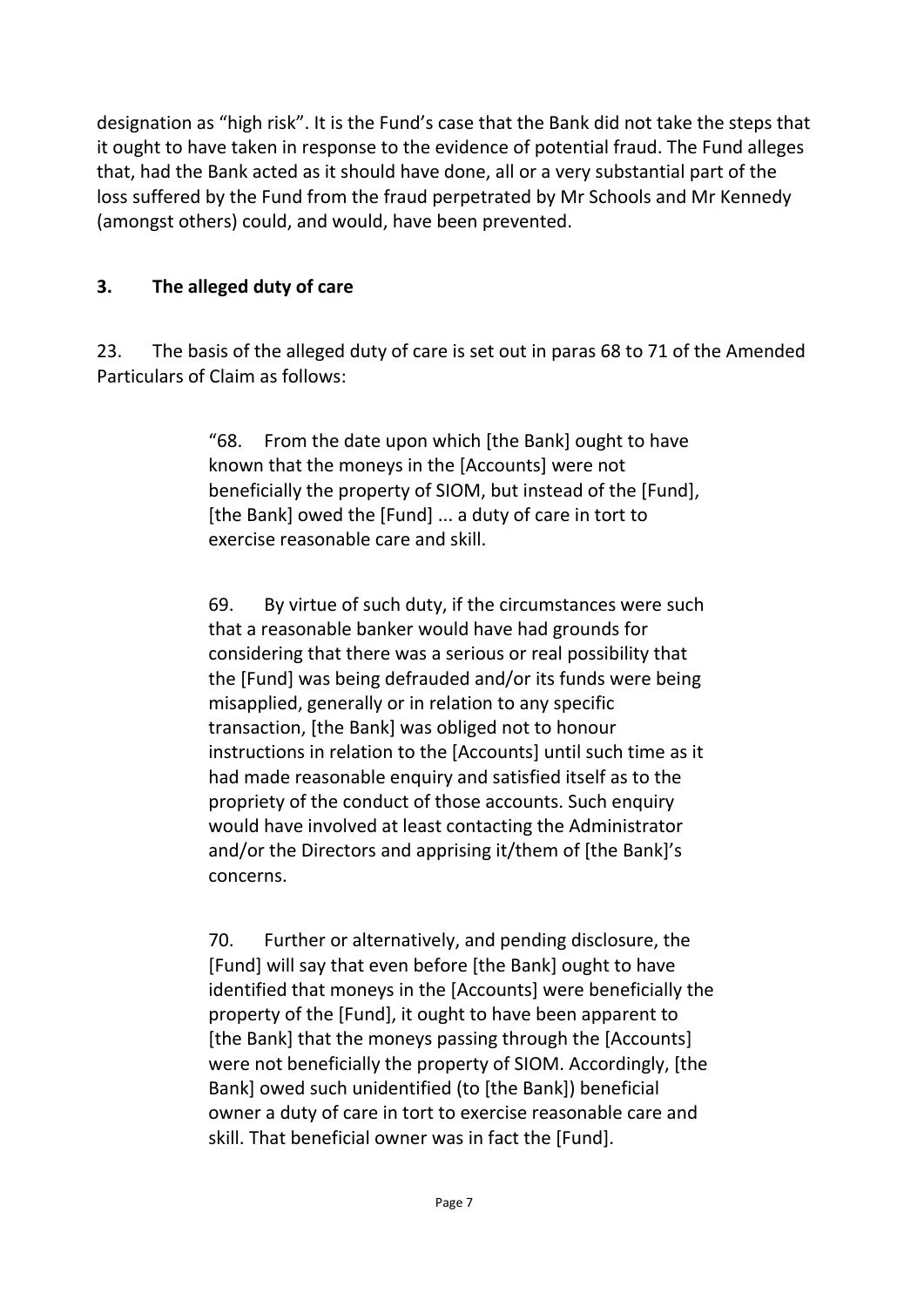designation as "high risk". It is the Fund's case that the Bank did not take the steps that it ought to have taken in response to the evidence of potential fraud. The Fund alleges that, had the Bank acted as it should have done, all or a very substantial part of the loss suffered by the Fund from the fraud perpetrated by Mr Schools and Mr Kennedy (amongst others) could, and would, have been prevented.

## 3. The alleged duty of care

23. The basis of the alleged duty of care is set out in paras 68 to 71 of the Amended Particulars of Claim as follows:

> "68. From the date upon which [the Bank] ought to have known that the moneys in the [Accounts] were not beneficially the property of SIOM, but instead of the [Fund], [the Bank] owed the [Fund] ... a duty of care in tort to exercise reasonable care and skill.
>
> 69. By virtue of such duty, if the circumstances were such that a reasonable banker would have had grounds for considering that there was a serious or real possibility that the [Fund] was being defrauded and/or its funds were being misapplied, generally or in relation to any specific transaction, [the Bank] was obliged not to honour instructions in relation to the [Accounts] until such time as it had made reasonable enquiry and satisfied itself as to the propriety of the conduct of those accounts. Such enquiry would have involved at least contacting the Administrator and/or the Directors and apprising it/them of [the Bank]'s concerns.
>
> 70. Further or alternatively, and pending disclosure, the [Fund] will say that even before [the Bank] ought to have identified that moneys in the [Accounts] were beneficially the property of the [Fund], it ought to have been apparent to [the Bank] that the moneys passing through the [Accounts] were not beneficially the property of SIOM. Accordingly, [the Bank] owed such unidentified (to [the Bank]) beneficial owner a duty of care in tort to exercise reasonable care and skill. That beneficial owner was in fact the [Fund].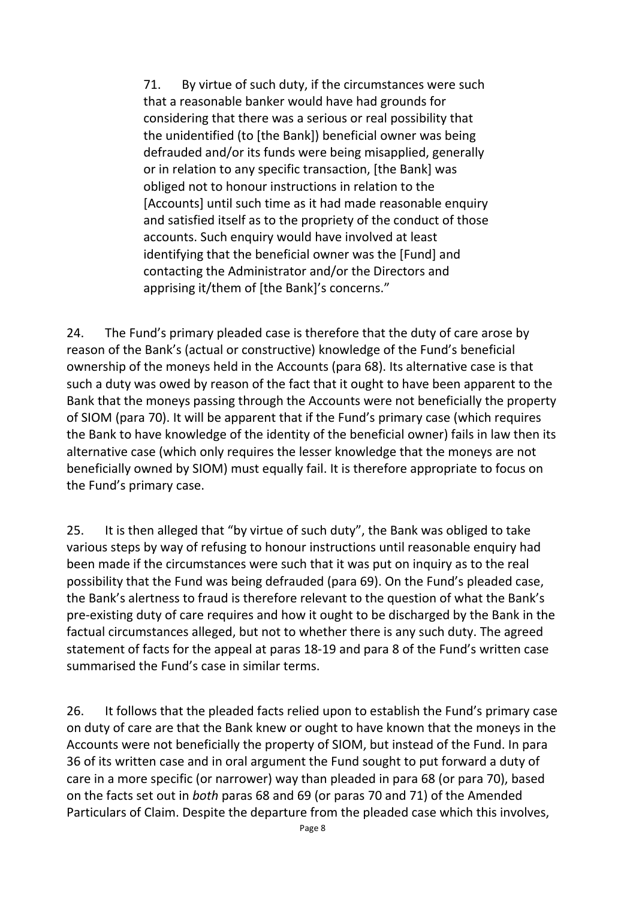> 71. By virtue of such duty, if the circumstances were such that a reasonable banker would have had grounds for considering that there was a serious or real possibility that the unidentified (to [the Bank]) beneficial owner was being defrauded and/or its funds were being misapplied, generally or in relation to any specific transaction, [the Bank] was obliged not to honour instructions in relation to the [Accounts] until such time as it had made reasonable enquiry and satisfied itself as to the propriety of the conduct of those accounts. Such enquiry would have involved at least identifying that the beneficial owner was the [Fund] and contacting the Administrator and/or the Directors and apprising it/them of [the Bank]'s concerns."

24. The Fund's primary pleaded case is therefore that the duty of care arose by reason of the Bank's (actual or constructive) knowledge of the Fund's beneficial ownership of the moneys held in the Accounts (para 68). Its alternative case is that such a duty was owed by reason of the fact that it ought to have been apparent to the Bank that the moneys passing through the Accounts were not beneficially the property of SIOM (para 70). It will be apparent that if the Fund's primary case (which requires the Bank to have knowledge of the identity of the beneficial owner) fails in law then its alternative case (which only requires the lesser knowledge that the moneys are not beneficially owned by SIOM) must equally fail. It is therefore appropriate to focus on the Fund's primary case.

25. It is then alleged that "by virtue of such duty", the Bank was obliged to take various steps by way of refusing to honour instructions until reasonable enquiry had been made if the circumstances were such that it was put on inquiry as to the real possibility that the Fund was being defrauded (para 69). On the Fund's pleaded case, the Bank's alertness to fraud is therefore relevant to the question of what the Bank's pre-existing duty of care requires and how it ought to be discharged by the Bank in the factual circumstances alleged, but not to whether there is any such duty. The agreed statement of facts for the appeal at paras 18-19 and para 8 of the Fund's written case summarised the Fund's case in similar terms.

26. It follows that the pleaded facts relied upon to establish the Fund's primary case on duty of care are that the Bank knew or ought to have known that the moneys in the Accounts were not beneficially the property of SIOM, but instead of the Fund. In para 36 of its written case and in oral argument the Fund sought to put forward a duty of care in a more specific (or narrower) way than pleaded in para 68 (or para 70), based on the facts set out in *both* paras 68 and 69 (or paras 70 and 71) of the Amended Particulars of Claim. Despite the departure from the pleaded case which this involves,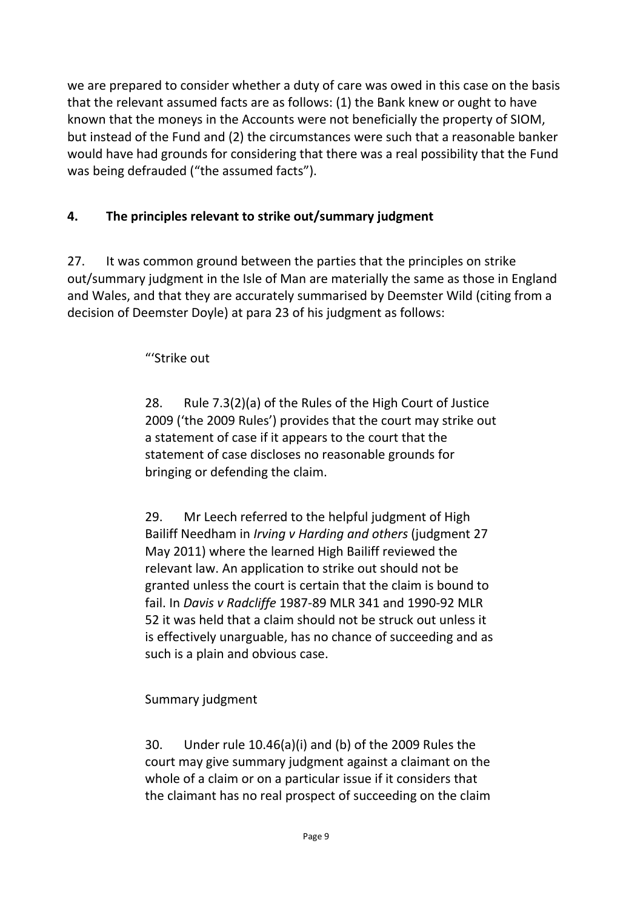we are prepared to consider whether a duty of care was owed in this case on the basis that the relevant assumed facts are as follows: (1) the Bank knew or ought to have known that the moneys in the Accounts were not beneficially the property of SIOM, but instead of the Fund and (2) the circumstances were such that a reasonable banker would have had grounds for considering that there was a real possibility that the Fund was being defrauded ("the assumed facts").

## 4. The principles relevant to strike out/summary judgment

27. It was common ground between the parties that the principles on strike out/summary judgment in the Isle of Man are materially the same as those in England and Wales, and that they are accurately summarised by Deemster Wild (citing from a decision of Deemster Doyle) at para 23 of his judgment as follows:

> "'Strike out
>
> 28. Rule 7.3(2)(a) of the Rules of the High Court of Justice 2009 ('the 2009 Rules') provides that the court may strike out a statement of case if it appears to the court that the statement of case discloses no reasonable grounds for bringing or defending the claim.
>
> 29. Mr Leech referred to the helpful judgment of High Bailiff Needham in *Irving v Harding and others* (judgment 27 May 2011) where the learned High Bailiff reviewed the relevant law. An application to strike out should not be granted unless the court is certain that the claim is bound to fail. In *Davis v Radcliffe* 1987-89 MLR 341 and 1990-92 MLR 52 it was held that a claim should not be struck out unless it is effectively unarguable, has no chance of succeeding and as such is a plain and obvious case.
>
> Summary judgment
>
> 30. Under rule 10.46(a)(i) and (b) of the 2009 Rules the court may give summary judgment against a claimant on the whole of a claim or on a particular issue if it considers that the claimant has no real prospect of succeeding on the claim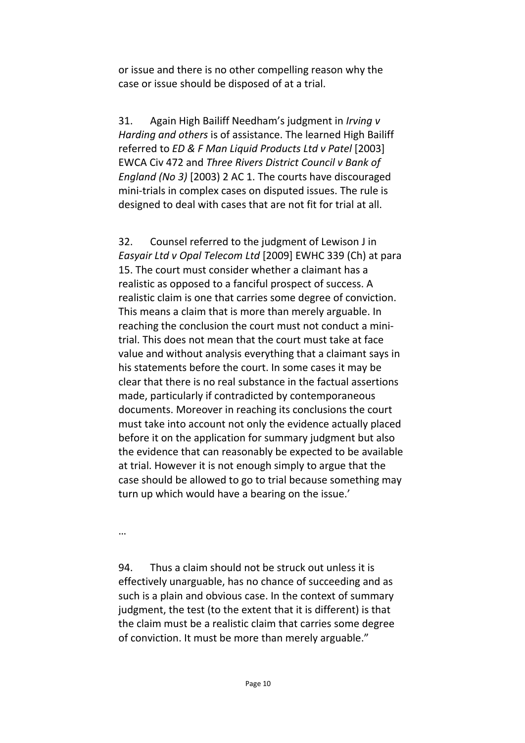or issue and there is no other compelling reason why the case or issue should be disposed of at a trial.

31. Again High Bailiff Needham's judgment in *Irving v Harding and others* is of assistance. The learned High Bailiff referred to *ED & F Man Liquid Products Ltd v Patel* [2003] EWCA Civ 472 and *Three Rivers District Council v Bank of England (No 3)* [2003) 2 AC 1. The courts have discouraged mini-trials in complex cases on disputed issues. The rule is designed to deal with cases that are not fit for trial at all.

32. Counsel referred to the judgment of Lewison J in *Easyair Ltd v Opal Telecom Ltd* [2009] EWHC 339 (Ch) at para 15. The court must consider whether a claimant has a realistic as opposed to a fanciful prospect of success. A realistic claim is one that carries some degree of conviction. This means a claim that is more than merely arguable. In reaching the conclusion the court must not conduct a mini-trial. This does not mean that the court must take at face value and without analysis everything that a claimant says in his statements before the court. In some cases it may be clear that there is no real substance in the factual assertions made, particularly if contradicted by contemporaneous documents. Moreover in reaching its conclusions the court must take into account not only the evidence actually placed before it on the application for summary judgment but also the evidence that can reasonably be expected to be available at trial. However it is not enough simply to argue that the case should be allowed to go to trial because something may turn up which would have a bearing on the issue.'

…

94. Thus a claim should not be struck out unless it is effectively unarguable, has no chance of succeeding and as such is a plain and obvious case. In the context of summary judgment, the test (to the extent that it is different) is that the claim must be a realistic claim that carries some degree of conviction. It must be more than merely arguable."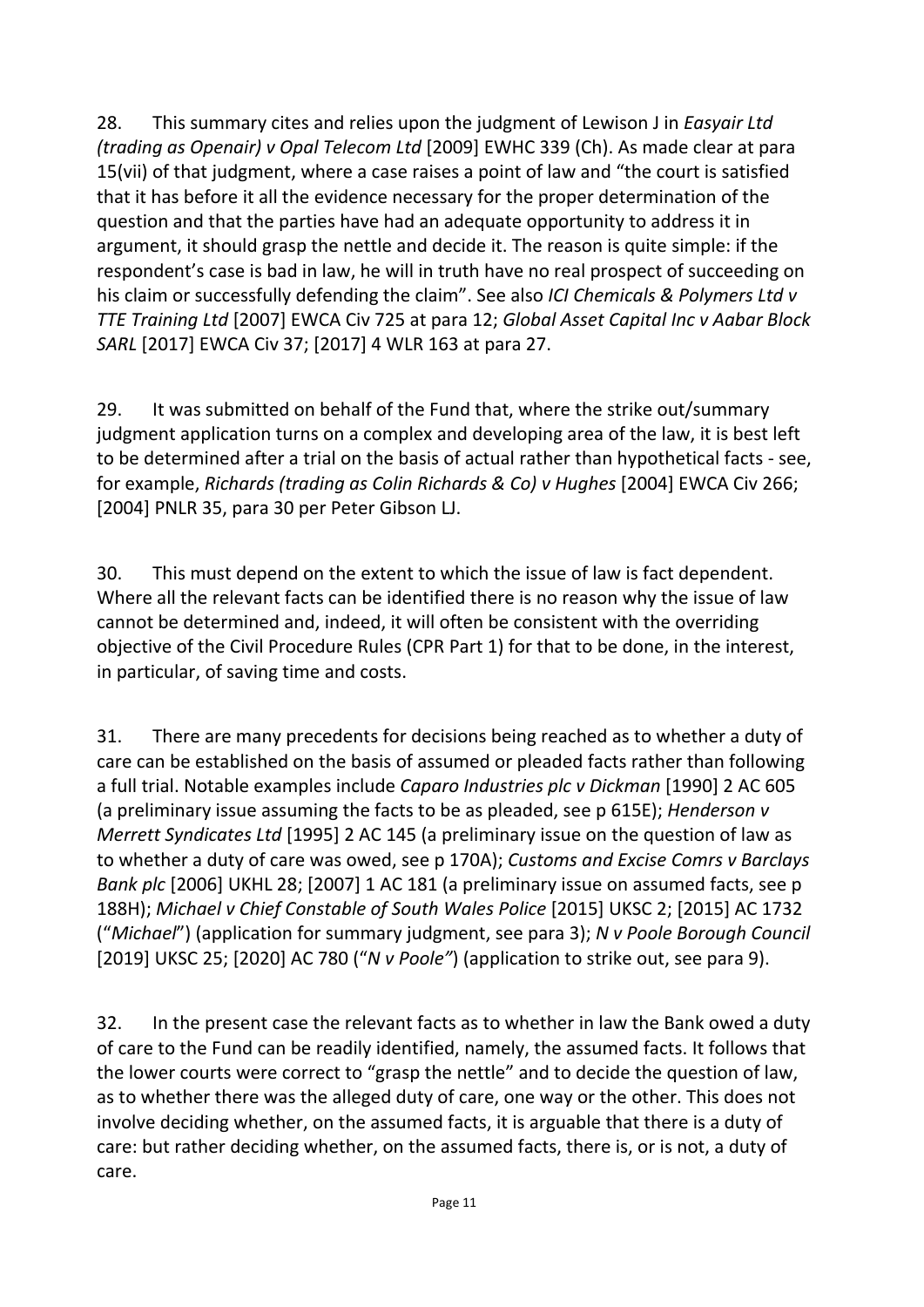28. This summary cites and relies upon the judgment of Lewison J in *Easyair Ltd (trading as Openair) v Opal Telecom Ltd* [2009] EWHC 339 (Ch). As made clear at para 15(vii) of that judgment, where a case raises a point of law and "the court is satisfied that it has before it all the evidence necessary for the proper determination of the question and that the parties have had an adequate opportunity to address it in argument, it should grasp the nettle and decide it. The reason is quite simple: if the respondent's case is bad in law, he will in truth have no real prospect of succeeding on his claim or successfully defending the claim". See also *ICI Chemicals & Polymers Ltd v TTE Training Ltd* [2007] EWCA Civ 725 at para 12; *Global Asset Capital Inc v Aabar Block SARL* [2017] EWCA Civ 37; [2017] 4 WLR 163 at para 27.

29. It was submitted on behalf of the Fund that, where the strike out/summary judgment application turns on a complex and developing area of the law, it is best left to be determined after a trial on the basis of actual rather than hypothetical facts - see, for example, *Richards (trading as Colin Richards & Co) v Hughes* [2004] EWCA Civ 266; [2004] PNLR 35, para 30 per Peter Gibson LJ.

30. This must depend on the extent to which the issue of law is fact dependent. Where all the relevant facts can be identified there is no reason why the issue of law cannot be determined and, indeed, it will often be consistent with the overriding objective of the Civil Procedure Rules (CPR Part 1) for that to be done, in the interest, in particular, of saving time and costs.

31. There are many precedents for decisions being reached as to whether a duty of care can be established on the basis of assumed or pleaded facts rather than following a full trial. Notable examples include *Caparo Industries plc v Dickman* [1990] 2 AC 605 (a preliminary issue assuming the facts to be as pleaded, see p 615E); *Henderson v Merrett Syndicates Ltd* [1995] 2 AC 145 (a preliminary issue on the question of law as to whether a duty of care was owed, see p 170A); *Customs and Excise Comrs v Barclays Bank plc* [2006] UKHL 28; [2007] 1 AC 181 (a preliminary issue on assumed facts, see p 188H); *Michael v Chief Constable of South Wales Police* [2015] UKSC 2; [2015] AC 1732 ("*Michael*") (application for summary judgment, see para 3); *N v Poole Borough Council* [2019] UKSC 25; [2020] AC 780 ("*N v Poole"*) (application to strike out, see para 9).

32. In the present case the relevant facts as to whether in law the Bank owed a duty of care to the Fund can be readily identified, namely, the assumed facts. It follows that the lower courts were correct to "grasp the nettle" and to decide the question of law, as to whether there was the alleged duty of care, one way or the other. This does not involve deciding whether, on the assumed facts, it is arguable that there is a duty of care: but rather deciding whether, on the assumed facts, there is, or is not, a duty of care.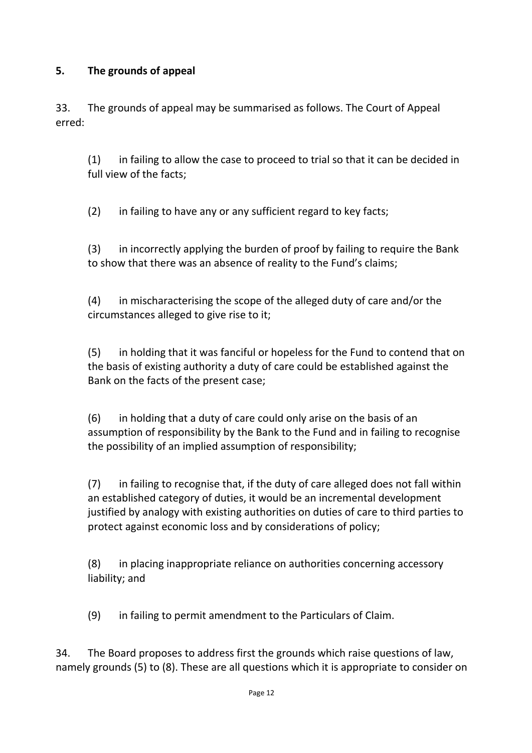## 5. The grounds of appeal

33. The grounds of appeal may be summarised as follows. The Court of Appeal erred:

(1) in failing to allow the case to proceed to trial so that it can be decided in full view of the facts;

(2) in failing to have any or any sufficient regard to key facts;

(3) in incorrectly applying the burden of proof by failing to require the Bank to show that there was an absence of reality to the Fund's claims;

(4) in mischaracterising the scope of the alleged duty of care and/or the circumstances alleged to give rise to it;

(5) in holding that it was fanciful or hopeless for the Fund to contend that on the basis of existing authority a duty of care could be established against the Bank on the facts of the present case;

(6) in holding that a duty of care could only arise on the basis of an assumption of responsibility by the Bank to the Fund and in failing to recognise the possibility of an implied assumption of responsibility;

(7) in failing to recognise that, if the duty of care alleged does not fall within an established category of duties, it would be an incremental development justified by analogy with existing authorities on duties of care to third parties to protect against economic loss and by considerations of policy;

(8) in placing inappropriate reliance on authorities concerning accessory liability; and

(9) in failing to permit amendment to the Particulars of Claim.

34. The Board proposes to address first the grounds which raise questions of law, namely grounds (5) to (8). These are all questions which it is appropriate to consider on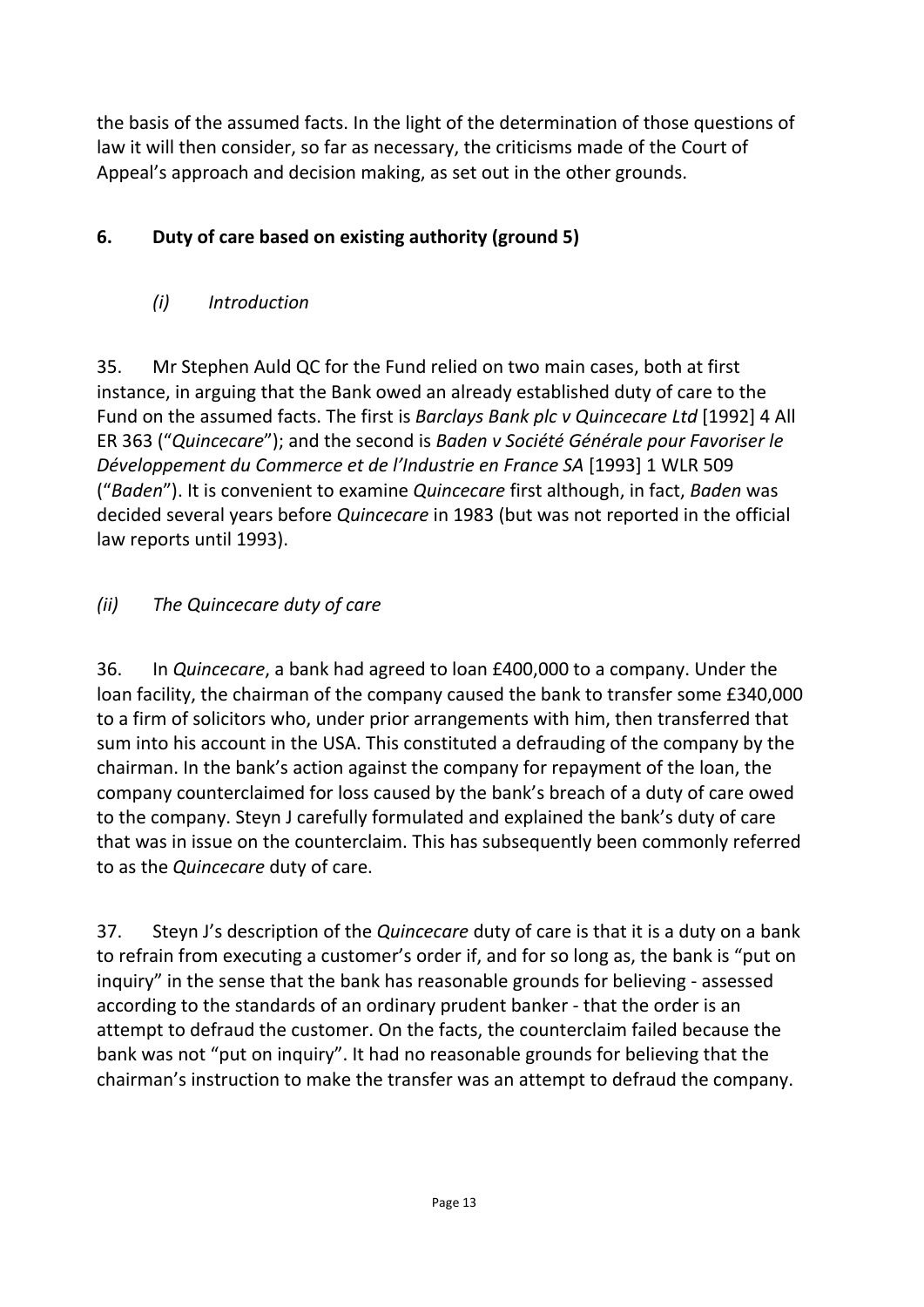the basis of the assumed facts. In the light of the determination of those questions of law it will then consider, so far as necessary, the criticisms made of the Court of Appeal's approach and decision making, as set out in the other grounds.

## 6. Duty of care based on existing authority (ground 5)

### *(i) Introduction*

35. Mr Stephen Auld QC for the Fund relied on two main cases, both at first instance, in arguing that the Bank owed an already established duty of care to the Fund on the assumed facts. The first is *Barclays Bank plc v Quincecare Ltd* [1992] 4 All ER 363 ("*Quincecare*"); and the second is *Baden v Société Générale pour Favoriser le Développement du Commerce et de l'Industrie en France SA* [1993] 1 WLR 509 ("*Baden*"). It is convenient to examine *Quincecare* first although, in fact, *Baden* was decided several years before *Quincecare* in 1983 (but was not reported in the official law reports until 1993).

### *(ii) The Quincecare duty of care*

36. In *Quincecare*, a bank had agreed to loan £400,000 to a company. Under the loan facility, the chairman of the company caused the bank to transfer some £340,000 to a firm of solicitors who, under prior arrangements with him, then transferred that sum into his account in the USA. This constituted a defrauding of the company by the chairman. In the bank's action against the company for repayment of the loan, the company counterclaimed for loss caused by the bank's breach of a duty of care owed to the company. Steyn J carefully formulated and explained the bank's duty of care that was in issue on the counterclaim. This has subsequently been commonly referred to as the *Quincecare* duty of care.

37. Steyn J's description of the *Quincecare* duty of care is that it is a duty on a bank to refrain from executing a customer's order if, and for so long as, the bank is "put on inquiry" in the sense that the bank has reasonable grounds for believing - assessed according to the standards of an ordinary prudent banker - that the order is an attempt to defraud the customer. On the facts, the counterclaim failed because the bank was not "put on inquiry". It had no reasonable grounds for believing that the chairman's instruction to make the transfer was an attempt to defraud the company.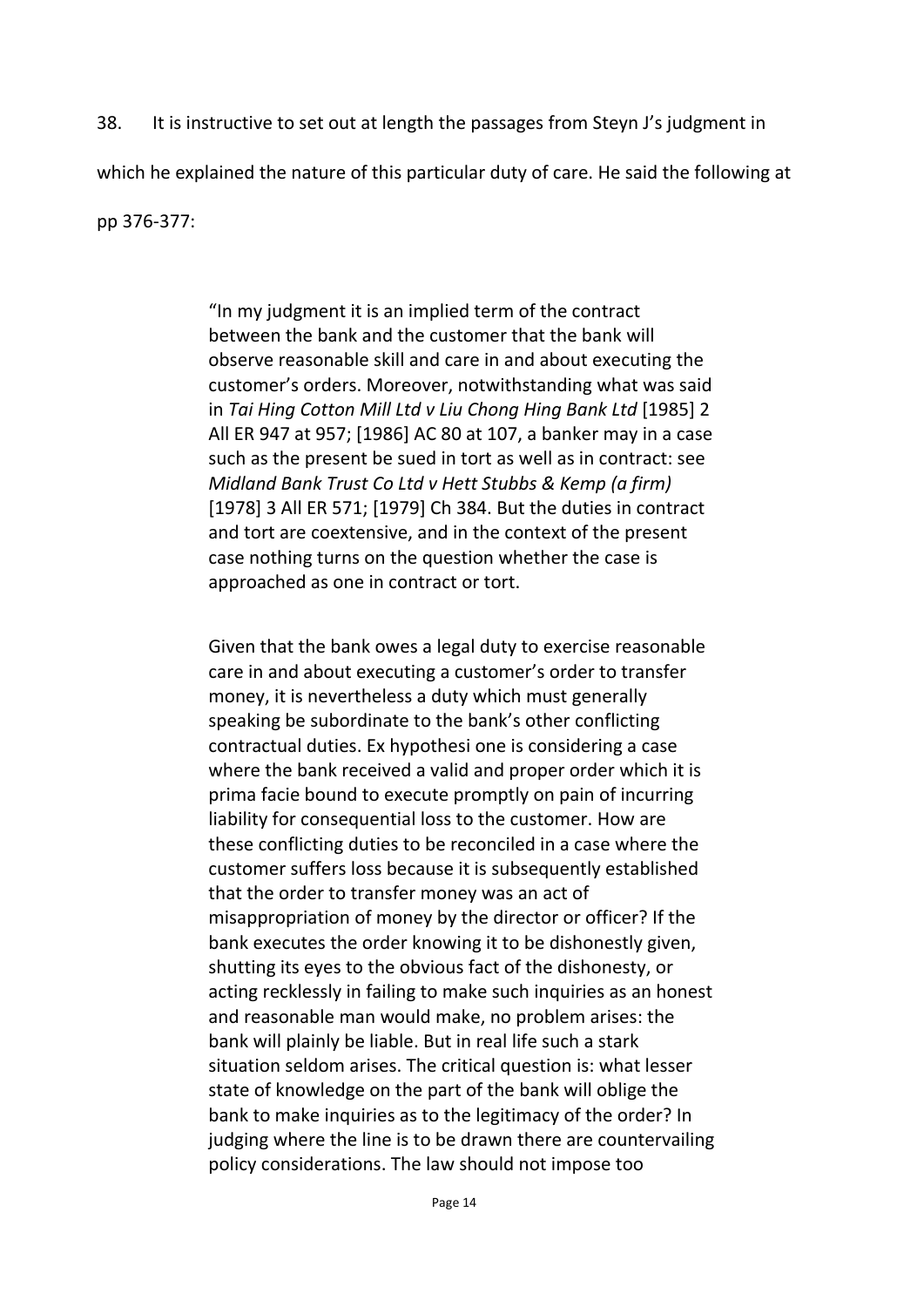38. It is instructive to set out at length the passages from Steyn J's judgment in which he explained the nature of this particular duty of care. He said the following at pp 376-377:

> "In my judgment it is an implied term of the contract between the bank and the customer that the bank will observe reasonable skill and care in and about executing the customer's orders. Moreover, notwithstanding what was said in *Tai Hing Cotton Mill Ltd v Liu Chong Hing Bank Ltd* [1985] 2 All ER 947 at 957; [1986] AC 80 at 107, a banker may in a case such as the present be sued in tort as well as in contract: see *Midland Bank Trust Co Ltd v Hett Stubbs & Kemp (a firm)* [1978] 3 All ER 571; [1979] Ch 384. But the duties in contract and tort are coextensive, and in the context of the present case nothing turns on the question whether the case is approached as one in contract or tort.
>
> Given that the bank owes a legal duty to exercise reasonable care in and about executing a customer's order to transfer money, it is nevertheless a duty which must generally speaking be subordinate to the bank's other conflicting contractual duties. Ex hypothesi one is considering a case where the bank received a valid and proper order which it is prima facie bound to execute promptly on pain of incurring liability for consequential loss to the customer. How are these conflicting duties to be reconciled in a case where the customer suffers loss because it is subsequently established that the order to transfer money was an act of misappropriation of money by the director or officer? If the bank executes the order knowing it to be dishonestly given, shutting its eyes to the obvious fact of the dishonesty, or acting recklessly in failing to make such inquiries as an honest and reasonable man would make, no problem arises: the bank will plainly be liable. But in real life such a stark situation seldom arises. The critical question is: what lesser state of knowledge on the part of the bank will oblige the bank to make inquiries as to the legitimacy of the order? In judging where the line is to be drawn there are countervailing policy considerations. The law should not impose too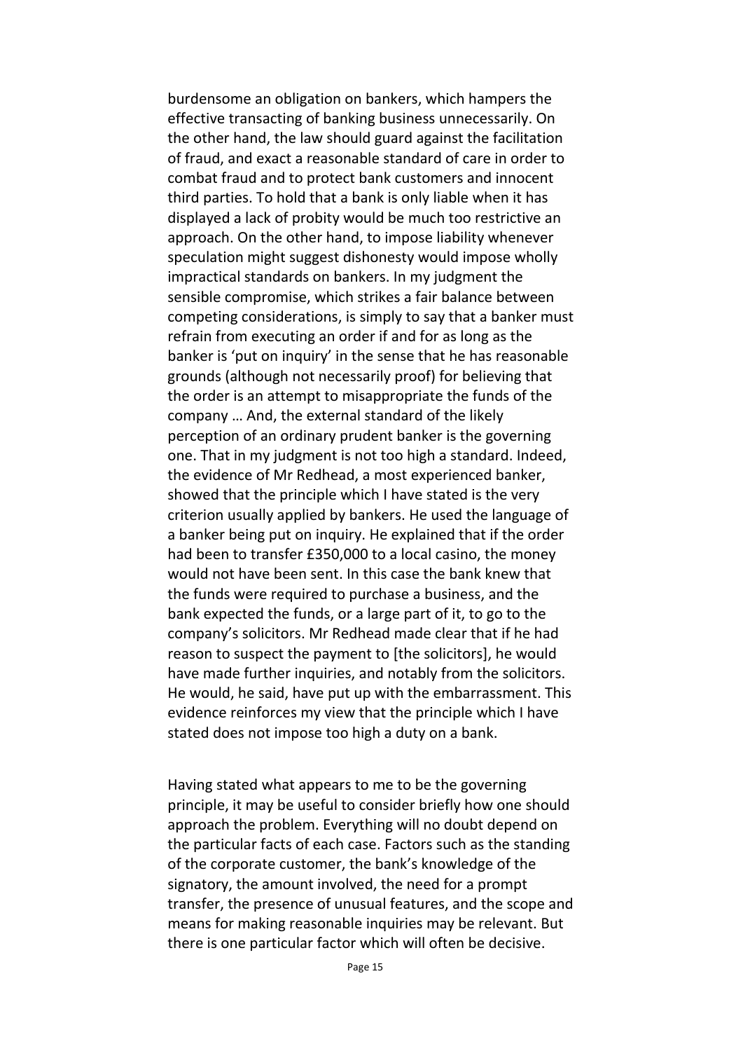burdensome an obligation on bankers, which hampers the effective transacting of banking business unnecessarily. On the other hand, the law should guard against the facilitation of fraud, and exact a reasonable standard of care in order to combat fraud and to protect bank customers and innocent third parties. To hold that a bank is only liable when it has displayed a lack of probity would be much too restrictive an approach. On the other hand, to impose liability whenever speculation might suggest dishonesty would impose wholly impractical standards on bankers. In my judgment the sensible compromise, which strikes a fair balance between competing considerations, is simply to say that a banker must refrain from executing an order if and for as long as the banker is 'put on inquiry' in the sense that he has reasonable grounds (although not necessarily proof) for believing that the order is an attempt to misappropriate the funds of the company … And, the external standard of the likely perception of an ordinary prudent banker is the governing one. That in my judgment is not too high a standard. Indeed, the evidence of Mr Redhead, a most experienced banker, showed that the principle which I have stated is the very criterion usually applied by bankers. He used the language of a banker being put on inquiry. He explained that if the order had been to transfer £350,000 to a local casino, the money would not have been sent. In this case the bank knew that the funds were required to purchase a business, and the bank expected the funds, or a large part of it, to go to the company's solicitors. Mr Redhead made clear that if he had reason to suspect the payment to [the solicitors], he would have made further inquiries, and notably from the solicitors. He would, he said, have put up with the embarrassment. This evidence reinforces my view that the principle which I have stated does not impose too high a duty on a bank.

Having stated what appears to me to be the governing principle, it may be useful to consider briefly how one should approach the problem. Everything will no doubt depend on the particular facts of each case. Factors such as the standing of the corporate customer, the bank's knowledge of the signatory, the amount involved, the need for a prompt transfer, the presence of unusual features, and the scope and means for making reasonable inquiries may be relevant. But there is one particular factor which will often be decisive.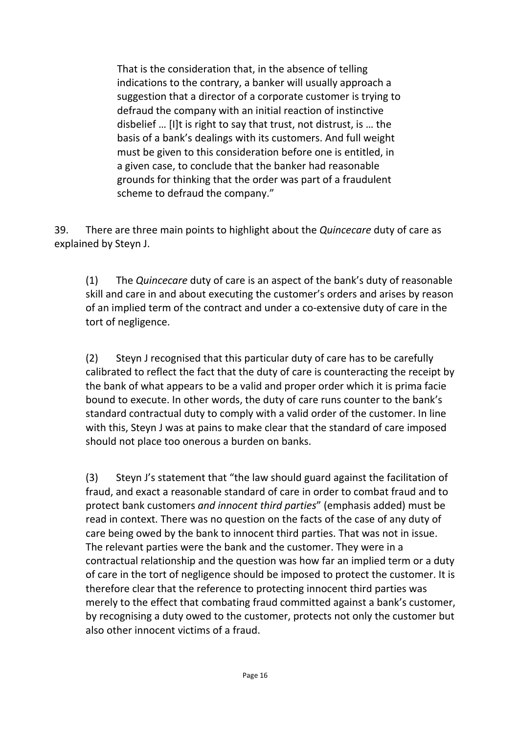> That is the consideration that, in the absence of telling indications to the contrary, a banker will usually approach a suggestion that a director of a corporate customer is trying to defraud the company with an initial reaction of instinctive disbelief … [I]t is right to say that trust, not distrust, is … the basis of a bank's dealings with its customers. And full weight must be given to this consideration before one is entitled, in a given case, to conclude that the banker had reasonable grounds for thinking that the order was part of a fraudulent scheme to defraud the company."

39. There are three main points to highlight about the *Quincecare* duty of care as explained by Steyn J.

> (1) The *Quincecare* duty of care is an aspect of the bank's duty of reasonable skill and care in and about executing the customer's orders and arises by reason of an implied term of the contract and under a co-extensive duty of care in the tort of negligence.
>
> (2) Steyn J recognised that this particular duty of care has to be carefully calibrated to reflect the fact that the duty of care is counteracting the receipt by the bank of what appears to be a valid and proper order which it is prima facie bound to execute. In other words, the duty of care runs counter to the bank's standard contractual duty to comply with a valid order of the customer. In line with this, Steyn J was at pains to make clear that the standard of care imposed should not place too onerous a burden on banks.
>
> (3) Steyn J's statement that "the law should guard against the facilitation of fraud, and exact a reasonable standard of care in order to combat fraud and to protect bank customers *and innocent third parties*" (emphasis added) must be read in context. There was no question on the facts of the case of any duty of care being owed by the bank to innocent third parties. That was not in issue. The relevant parties were the bank and the customer. They were in a contractual relationship and the question was how far an implied term or a duty of care in the tort of negligence should be imposed to protect the customer. It is therefore clear that the reference to protecting innocent third parties was merely to the effect that combating fraud committed against a bank's customer, by recognising a duty owed to the customer, protects not only the customer but also other innocent victims of a fraud.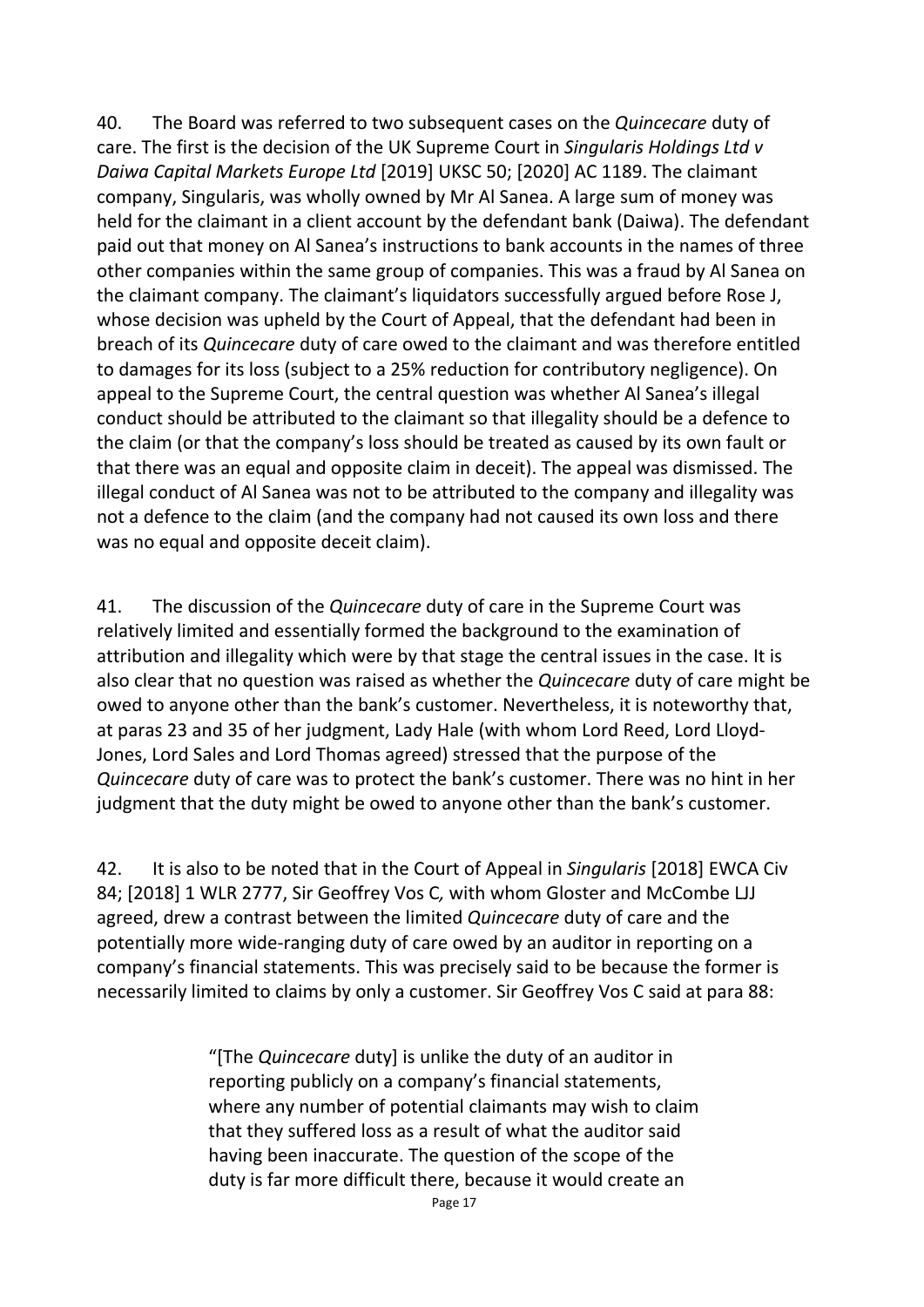40. The Board was referred to two subsequent cases on the *Quincecare* duty of care. The first is the decision of the UK Supreme Court in *Singularis Holdings Ltd v Daiwa Capital Markets Europe Ltd* [2019] UKSC 50; [2020] AC 1189. The claimant company, Singularis, was wholly owned by Mr Al Sanea. A large sum of money was held for the claimant in a client account by the defendant bank (Daiwa). The defendant paid out that money on Al Sanea's instructions to bank accounts in the names of three other companies within the same group of companies. This was a fraud by Al Sanea on the claimant company. The claimant's liquidators successfully argued before Rose J, whose decision was upheld by the Court of Appeal, that the defendant had been in breach of its *Quincecare* duty of care owed to the claimant and was therefore entitled to damages for its loss (subject to a 25% reduction for contributory negligence). On appeal to the Supreme Court, the central question was whether Al Sanea's illegal conduct should be attributed to the claimant so that illegality should be a defence to the claim (or that the company's loss should be treated as caused by its own fault or that there was an equal and opposite claim in deceit). The appeal was dismissed. The illegal conduct of Al Sanea was not to be attributed to the company and illegality was not a defence to the claim (and the company had not caused its own loss and there was no equal and opposite deceit claim).

41. The discussion of the *Quincecare* duty of care in the Supreme Court was relatively limited and essentially formed the background to the examination of attribution and illegality which were by that stage the central issues in the case. It is also clear that no question was raised as whether the *Quincecare* duty of care might be owed to anyone other than the bank's customer. Nevertheless, it is noteworthy that, at paras 23 and 35 of her judgment, Lady Hale (with whom Lord Reed, Lord Lloyd-Jones, Lord Sales and Lord Thomas agreed) stressed that the purpose of the *Quincecare* duty of care was to protect the bank's customer. There was no hint in her judgment that the duty might be owed to anyone other than the bank's customer.

42. It is also to be noted that in the Court of Appeal in *Singularis* [2018] EWCA Civ 84; [2018] 1 WLR 2777, Sir Geoffrey Vos C*,* with whom Gloster and McCombe LJJ agreed, drew a contrast between the limited *Quincecare* duty of care and the potentially more wide-ranging duty of care owed by an auditor in reporting on a company's financial statements. This was precisely said to be because the former is necessarily limited to claims by only a customer. Sir Geoffrey Vos C said at para 88:

> "[The *Quincecare* duty] is unlike the duty of an auditor in reporting publicly on a company's financial statements, where any number of potential claimants may wish to claim that they suffered loss as a result of what the auditor said having been inaccurate. The question of the scope of the duty is far more difficult there, because it would create an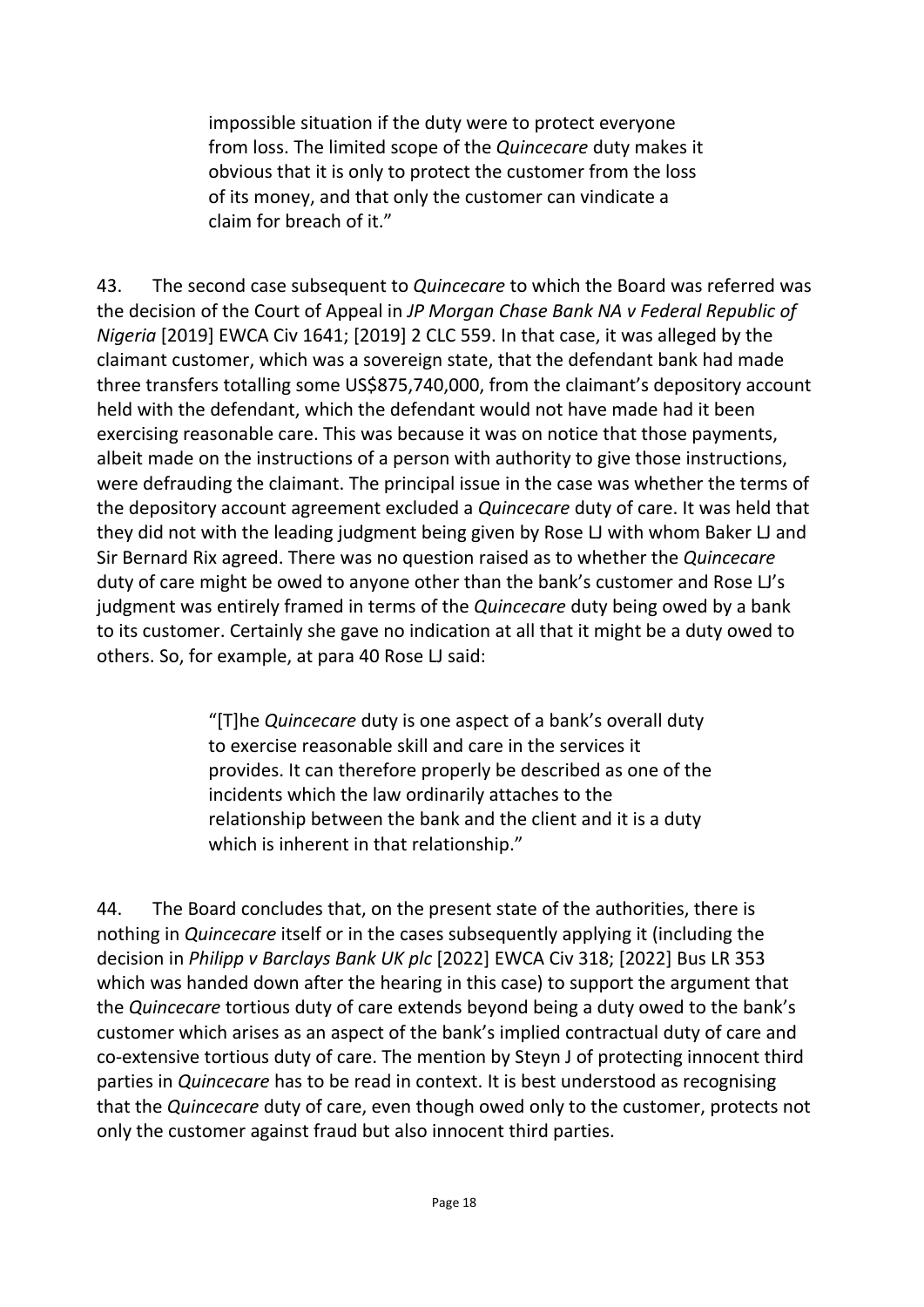> impossible situation if the duty were to protect everyone from loss. The limited scope of the *Quincecare* duty makes it obvious that it is only to protect the customer from the loss of its money, and that only the customer can vindicate a claim for breach of it."

43. The second case subsequent to *Quincecare* to which the Board was referred was the decision of the Court of Appeal in *JP Morgan Chase Bank NA v Federal Republic of Nigeria* [2019] EWCA Civ 1641; [2019] 2 CLC 559. In that case, it was alleged by the claimant customer, which was a sovereign state, that the defendant bank had made three transfers totalling some US$875,740,000, from the claimant's depository account held with the defendant, which the defendant would not have made had it been exercising reasonable care. This was because it was on notice that those payments, albeit made on the instructions of a person with authority to give those instructions, were defrauding the claimant. The principal issue in the case was whether the terms of the depository account agreement excluded a *Quincecare* duty of care. It was held that they did not with the leading judgment being given by Rose LJ with whom Baker LJ and Sir Bernard Rix agreed. There was no question raised as to whether the *Quincecare* duty of care might be owed to anyone other than the bank's customer and Rose LJ's judgment was entirely framed in terms of the *Quincecare* duty being owed by a bank to its customer. Certainly she gave no indication at all that it might be a duty owed to others. So, for example, at para 40 Rose LJ said:

> "[T]he *Quincecare* duty is one aspect of a bank's overall duty to exercise reasonable skill and care in the services it provides. It can therefore properly be described as one of the incidents which the law ordinarily attaches to the relationship between the bank and the client and it is a duty which is inherent in that relationship."

44. The Board concludes that, on the present state of the authorities, there is nothing in *Quincecare* itself or in the cases subsequently applying it (including the decision in *Philipp v Barclays Bank UK plc* [2022] EWCA Civ 318; [2022] Bus LR 353 which was handed down after the hearing in this case) to support the argument that the *Quincecare* tortious duty of care extends beyond being a duty owed to the bank's customer which arises as an aspect of the bank's implied contractual duty of care and co-extensive tortious duty of care. The mention by Steyn J of protecting innocent third parties in *Quincecare* has to be read in context. It is best understood as recognising that the *Quincecare* duty of care, even though owed only to the customer, protects not only the customer against fraud but also innocent third parties.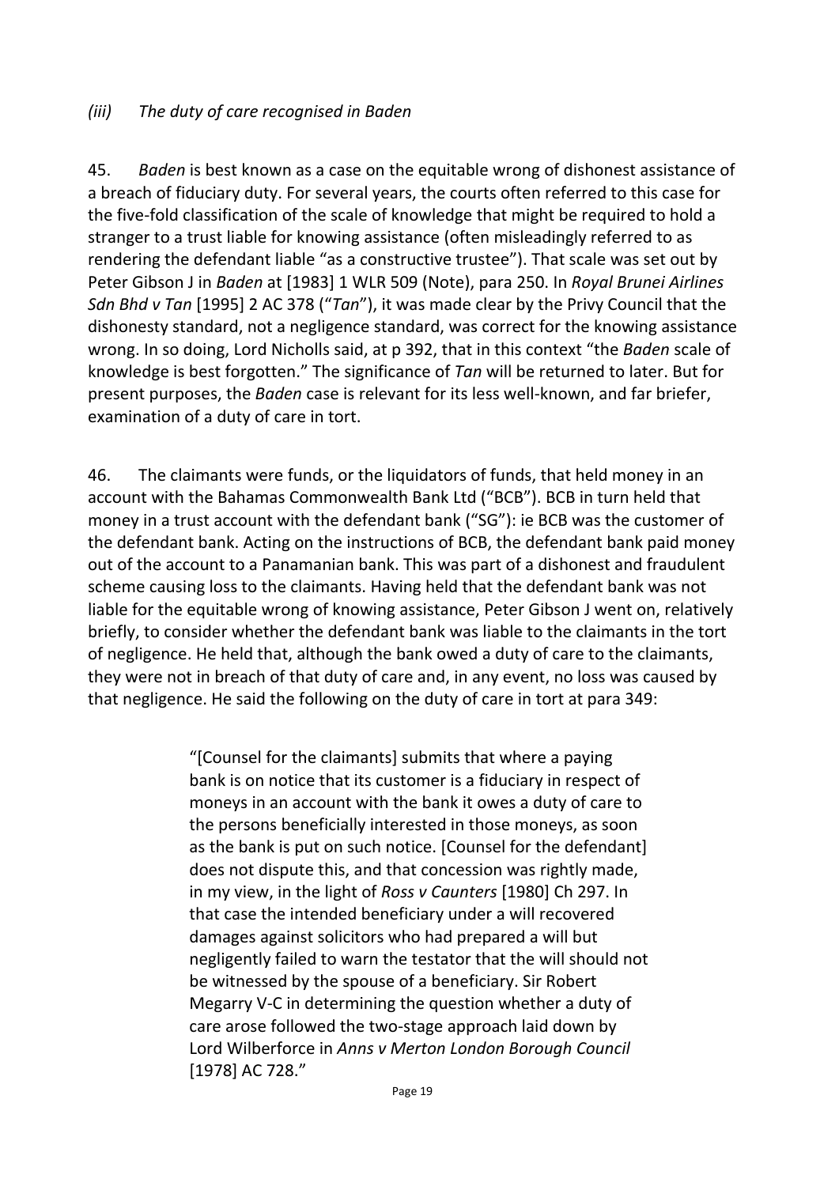### *(iii) The duty of care recognised in Baden*

45. *Baden* is best known as a case on the equitable wrong of dishonest assistance of a breach of fiduciary duty. For several years, the courts often referred to this case for the five-fold classification of the scale of knowledge that might be required to hold a stranger to a trust liable for knowing assistance (often misleadingly referred to as rendering the defendant liable "as a constructive trustee"). That scale was set out by Peter Gibson J in *Baden* at [1983] 1 WLR 509 (Note), para 250. In *Royal Brunei Airlines Sdn Bhd v Tan* [1995] 2 AC 378 ("*Tan*"), it was made clear by the Privy Council that the dishonesty standard, not a negligence standard, was correct for the knowing assistance wrong. In so doing, Lord Nicholls said, at p 392, that in this context "the *Baden* scale of knowledge is best forgotten." The significance of *Tan* will be returned to later. But for present purposes, the *Baden* case is relevant for its less well-known, and far briefer, examination of a duty of care in tort.

46. The claimants were funds, or the liquidators of funds, that held money in an account with the Bahamas Commonwealth Bank Ltd ("BCB"). BCB in turn held that money in a trust account with the defendant bank ("SG"): ie BCB was the customer of the defendant bank. Acting on the instructions of BCB, the defendant bank paid money out of the account to a Panamanian bank. This was part of a dishonest and fraudulent scheme causing loss to the claimants. Having held that the defendant bank was not liable for the equitable wrong of knowing assistance, Peter Gibson J went on, relatively briefly, to consider whether the defendant bank was liable to the claimants in the tort of negligence. He held that, although the bank owed a duty of care to the claimants, they were not in breach of that duty of care and, in any event, no loss was caused by that negligence. He said the following on the duty of care in tort at para 349:

> "[Counsel for the claimants] submits that where a paying bank is on notice that its customer is a fiduciary in respect of moneys in an account with the bank it owes a duty of care to the persons beneficially interested in those moneys, as soon as the bank is put on such notice. [Counsel for the defendant] does not dispute this, and that concession was rightly made, in my view, in the light of *Ross v Caunters* [1980] Ch 297. In that case the intended beneficiary under a will recovered damages against solicitors who had prepared a will but negligently failed to warn the testator that the will should not be witnessed by the spouse of a beneficiary. Sir Robert Megarry V-C in determining the question whether a duty of care arose followed the two-stage approach laid down by Lord Wilberforce in *Anns v Merton London Borough Council* [1978] AC 728."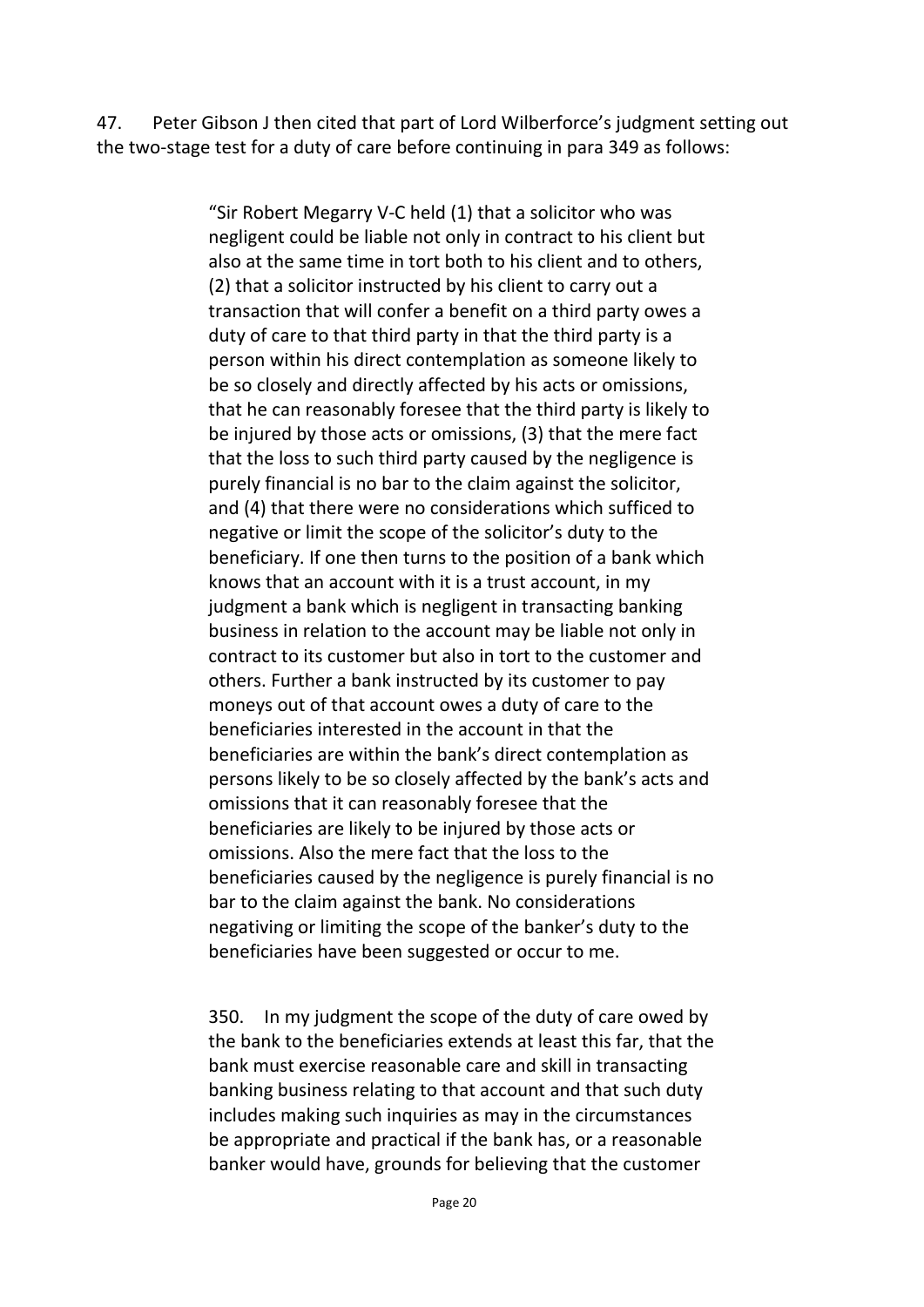47. Peter Gibson J then cited that part of Lord Wilberforce's judgment setting out the two-stage test for a duty of care before continuing in para 349 as follows:

> "Sir Robert Megarry V-C held (1) that a solicitor who was negligent could be liable not only in contract to his client but also at the same time in tort both to his client and to others, (2) that a solicitor instructed by his client to carry out a transaction that will confer a benefit on a third party owes a duty of care to that third party in that the third party is a person within his direct contemplation as someone likely to be so closely and directly affected by his acts or omissions, that he can reasonably foresee that the third party is likely to be injured by those acts or omissions, (3) that the mere fact that the loss to such third party caused by the negligence is purely financial is no bar to the claim against the solicitor, and (4) that there were no considerations which sufficed to negative or limit the scope of the solicitor's duty to the beneficiary. If one then turns to the position of a bank which knows that an account with it is a trust account, in my judgment a bank which is negligent in transacting banking business in relation to the account may be liable not only in contract to its customer but also in tort to the customer and others. Further a bank instructed by its customer to pay moneys out of that account owes a duty of care to the beneficiaries interested in the account in that the beneficiaries are within the bank's direct contemplation as persons likely to be so closely affected by the bank's acts and omissions that it can reasonably foresee that the beneficiaries are likely to be injured by those acts or omissions. Also the mere fact that the loss to the beneficiaries caused by the negligence is purely financial is no bar to the claim against the bank. No considerations negativing or limiting the scope of the banker's duty to the beneficiaries have been suggested or occur to me.
>
> 350. In my judgment the scope of the duty of care owed by the bank to the beneficiaries extends at least this far, that the bank must exercise reasonable care and skill in transacting banking business relating to that account and that such duty includes making such inquiries as may in the circumstances be appropriate and practical if the bank has, or a reasonable banker would have, grounds for believing that the customer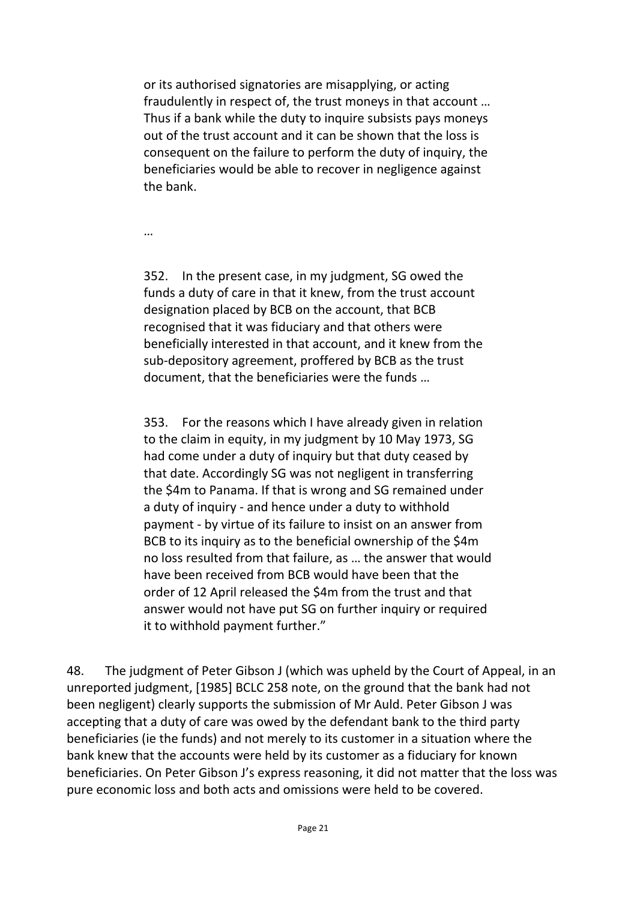> or its authorised signatories are misapplying, or acting fraudulently in respect of, the trust moneys in that account … Thus if a bank while the duty to inquire subsists pays moneys out of the trust account and it can be shown that the loss is consequent on the failure to perform the duty of inquiry, the beneficiaries would be able to recover in negligence against the bank.
>
> …
>
> 352. In the present case, in my judgment, SG owed the funds a duty of care in that it knew, from the trust account designation placed by BCB on the account, that BCB recognised that it was fiduciary and that others were beneficially interested in that account, and it knew from the sub-depository agreement, proffered by BCB as the trust document, that the beneficiaries were the funds …
>
> 353. For the reasons which I have already given in relation to the claim in equity, in my judgment by 10 May 1973, SG had come under a duty of inquiry but that duty ceased by that date. Accordingly SG was not negligent in transferring the $4m to Panama. If that is wrong and SG remained under a duty of inquiry - and hence under a duty to withhold payment - by virtue of its failure to insist on an answer from BCB to its inquiry as to the beneficial ownership of the $4m no loss resulted from that failure, as … the answer that would have been received from BCB would have been that the order of 12 April released the $4m from the trust and that answer would not have put SG on further inquiry or required it to withhold payment further."

48. The judgment of Peter Gibson J (which was upheld by the Court of Appeal, in an unreported judgment, [1985] BCLC 258 note, on the ground that the bank had not been negligent) clearly supports the submission of Mr Auld. Peter Gibson J was accepting that a duty of care was owed by the defendant bank to the third party beneficiaries (ie the funds) and not merely to its customer in a situation where the bank knew that the accounts were held by its customer as a fiduciary for known beneficiaries. On Peter Gibson J's express reasoning, it did not matter that the loss was pure economic loss and both acts and omissions were held to be covered.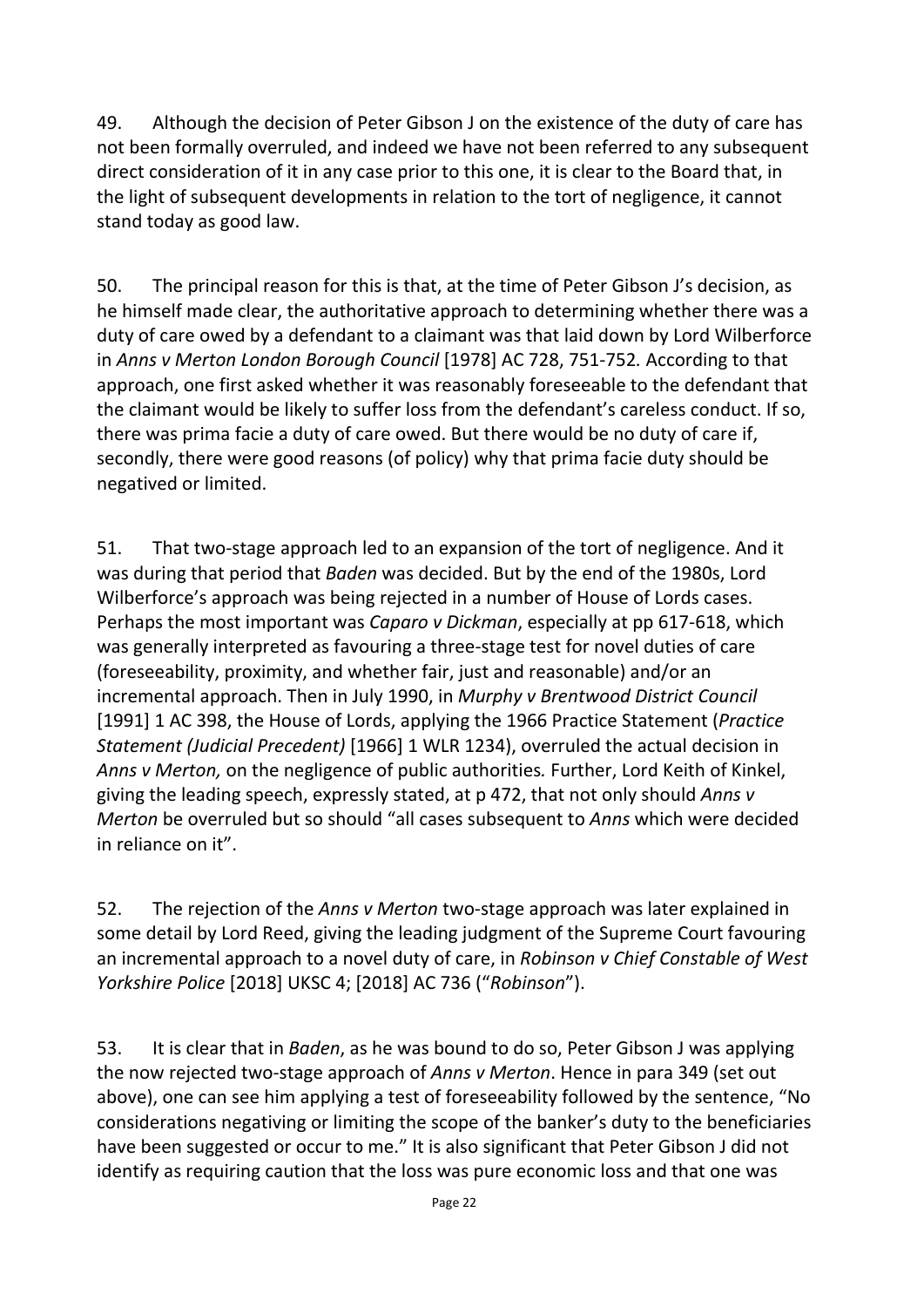49. Although the decision of Peter Gibson J on the existence of the duty of care has not been formally overruled, and indeed we have not been referred to any subsequent direct consideration of it in any case prior to this one, it is clear to the Board that, in the light of subsequent developments in relation to the tort of negligence, it cannot stand today as good law.

50. The principal reason for this is that, at the time of Peter Gibson J's decision, as he himself made clear, the authoritative approach to determining whether there was a duty of care owed by a defendant to a claimant was that laid down by Lord Wilberforce in *Anns v Merton London Borough Council* [1978] AC 728, 751-752*.* According to that approach, one first asked whether it was reasonably foreseeable to the defendant that the claimant would be likely to suffer loss from the defendant's careless conduct. If so, there was prima facie a duty of care owed. But there would be no duty of care if, secondly, there were good reasons (of policy) why that prima facie duty should be negatived or limited.

51. That two-stage approach led to an expansion of the tort of negligence. And it was during that period that *Baden* was decided. But by the end of the 1980s, Lord Wilberforce's approach was being rejected in a number of House of Lords cases. Perhaps the most important was *Caparo v Dickman*, especially at pp 617-618, which was generally interpreted as favouring a three-stage test for novel duties of care (foreseeability, proximity, and whether fair, just and reasonable) and/or an incremental approach. Then in July 1990, in *Murphy v Brentwood District Council* [1991] 1 AC 398, the House of Lords, applying the 1966 Practice Statement (*Practice Statement (Judicial Precedent)* [1966] 1 WLR 1234), overruled the actual decision in *Anns v Merton,* on the negligence of public authorities*.* Further, Lord Keith of Kinkel, giving the leading speech, expressly stated, at p 472, that not only should *Anns v Merton* be overruled but so should "all cases subsequent to *Anns* which were decided in reliance on it".

52. The rejection of the *Anns v Merton* two-stage approach was later explained in some detail by Lord Reed, giving the leading judgment of the Supreme Court favouring an incremental approach to a novel duty of care, in *Robinson v Chief Constable of West Yorkshire Police* [2018] UKSC 4; [2018] AC 736 ("*Robinson*").

53. It is clear that in *Baden*, as he was bound to do so, Peter Gibson J was applying the now rejected two-stage approach of *Anns v Merton*. Hence in para 349 (set out above), one can see him applying a test of foreseeability followed by the sentence, "No considerations negativing or limiting the scope of the banker's duty to the beneficiaries have been suggested or occur to me." It is also significant that Peter Gibson J did not identify as requiring caution that the loss was pure economic loss and that one was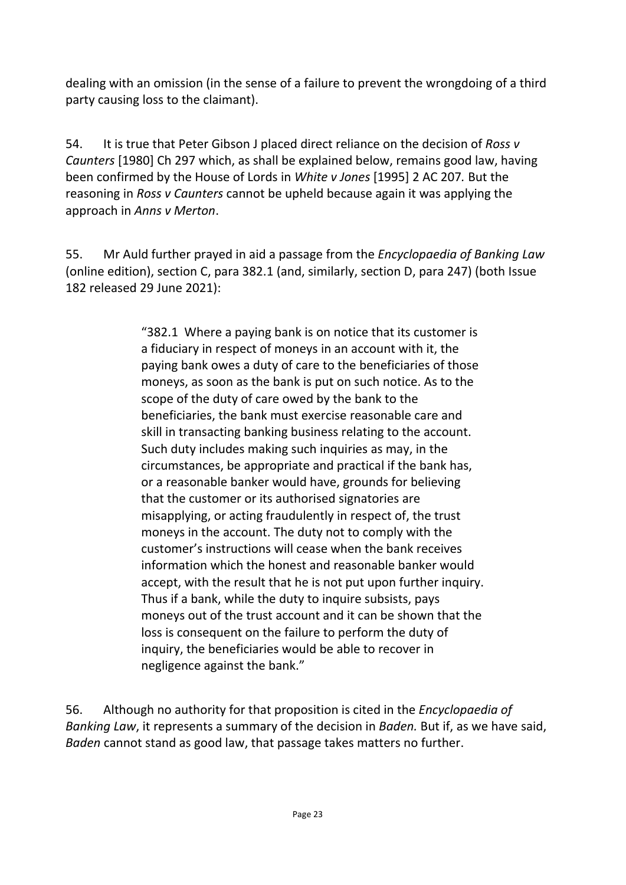dealing with an omission (in the sense of a failure to prevent the wrongdoing of a third party causing loss to the claimant).

54. It is true that Peter Gibson J placed direct reliance on the decision of *Ross v Caunters* [1980] Ch 297 which, as shall be explained below, remains good law, having been confirmed by the House of Lords in *White v Jones* [1995] 2 AC 207*.* But the reasoning in *Ross v Caunters* cannot be upheld because again it was applying the approach in *Anns v Merton*.

55. Mr Auld further prayed in aid a passage from the *Encyclopaedia of Banking Law* (online edition), section C, para 382.1 (and, similarly, section D, para 247) (both Issue 182 released 29 June 2021):

> "382.1 Where a paying bank is on notice that its customer is a fiduciary in respect of moneys in an account with it, the paying bank owes a duty of care to the beneficiaries of those moneys, as soon as the bank is put on such notice. As to the scope of the duty of care owed by the bank to the beneficiaries, the bank must exercise reasonable care and skill in transacting banking business relating to the account. Such duty includes making such inquiries as may, in the circumstances, be appropriate and practical if the bank has, or a reasonable banker would have, grounds for believing that the customer or its authorised signatories are misapplying, or acting fraudulently in respect of, the trust moneys in the account. The duty not to comply with the customer's instructions will cease when the bank receives information which the honest and reasonable banker would accept, with the result that he is not put upon further inquiry. Thus if a bank, while the duty to inquire subsists, pays moneys out of the trust account and it can be shown that the loss is consequent on the failure to perform the duty of inquiry, the beneficiaries would be able to recover in negligence against the bank."

56. Although no authority for that proposition is cited in the *Encyclopaedia of Banking Law*, it represents a summary of the decision in *Baden.* But if, as we have said, *Baden* cannot stand as good law, that passage takes matters no further.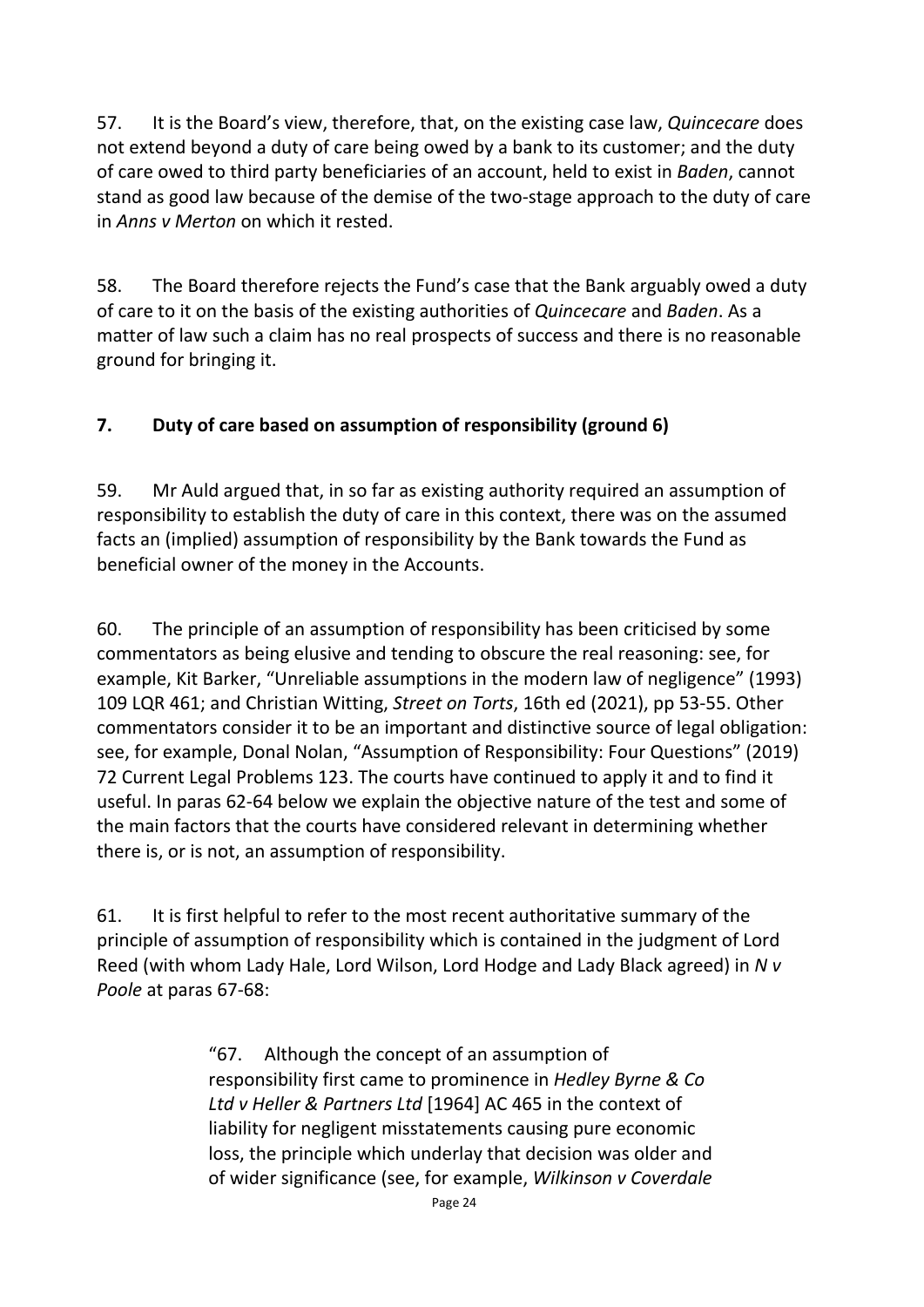57. It is the Board's view, therefore, that, on the existing case law, *Quincecare* does not extend beyond a duty of care being owed by a bank to its customer; and the duty of care owed to third party beneficiaries of an account, held to exist in *Baden*, cannot stand as good law because of the demise of the two-stage approach to the duty of care in *Anns v Merton* on which it rested.

58. The Board therefore rejects the Fund's case that the Bank arguably owed a duty of care to it on the basis of the existing authorities of *Quincecare* and *Baden*. As a matter of law such a claim has no real prospects of success and there is no reasonable ground for bringing it.

## 7. Duty of care based on assumption of responsibility (ground 6)

59. Mr Auld argued that, in so far as existing authority required an assumption of responsibility to establish the duty of care in this context, there was on the assumed facts an (implied) assumption of responsibility by the Bank towards the Fund as beneficial owner of the money in the Accounts.

60. The principle of an assumption of responsibility has been criticised by some commentators as being elusive and tending to obscure the real reasoning: see, for example, Kit Barker, "Unreliable assumptions in the modern law of negligence" (1993) 109 LQR 461; and Christian Witting, *Street on Torts*, 16th ed (2021), pp 53-55. Other commentators consider it to be an important and distinctive source of legal obligation: see, for example, Donal Nolan, "Assumption of Responsibility: Four Questions" (2019) 72 Current Legal Problems 123. The courts have continued to apply it and to find it useful. In paras 62-64 below we explain the objective nature of the test and some of the main factors that the courts have considered relevant in determining whether there is, or is not, an assumption of responsibility.

61. It is first helpful to refer to the most recent authoritative summary of the principle of assumption of responsibility which is contained in the judgment of Lord Reed (with whom Lady Hale, Lord Wilson, Lord Hodge and Lady Black agreed) in *N v Poole* at paras 67-68:

> "67. Although the concept of an assumption of responsibility first came to prominence in *Hedley Byrne & Co Ltd v Heller & Partners Ltd* [1964] AC 465 in the context of liability for negligent misstatements causing pure economic loss, the principle which underlay that decision was older and of wider significance (see, for example, *Wilkinson v Coverdale*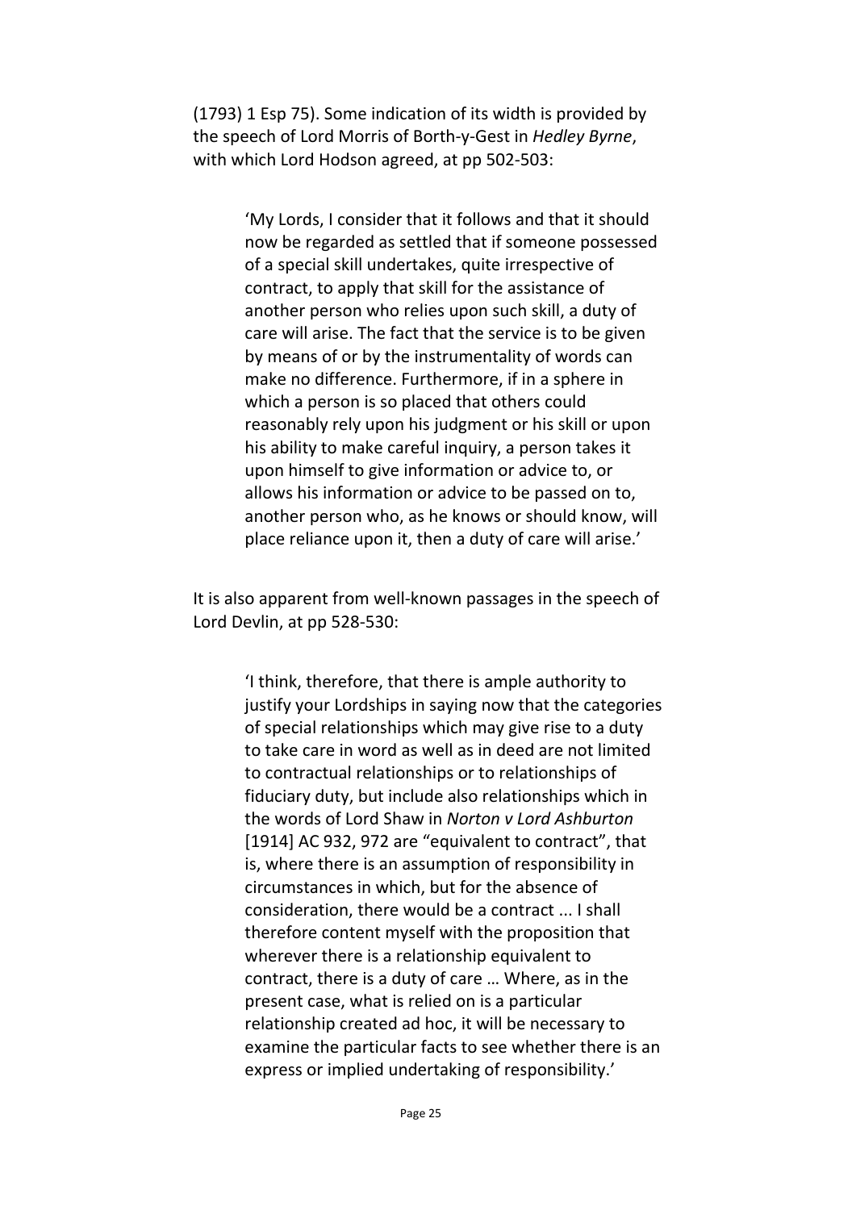(1793) 1 Esp 75). Some indication of its width is provided by the speech of Lord Morris of Borth-y-Gest in *Hedley Byrne*, with which Lord Hodson agreed, at pp 502-503:

> 'My Lords, I consider that it follows and that it should now be regarded as settled that if someone possessed of a special skill undertakes, quite irrespective of contract, to apply that skill for the assistance of another person who relies upon such skill, a duty of care will arise. The fact that the service is to be given by means of or by the instrumentality of words can make no difference. Furthermore, if in a sphere in which a person is so placed that others could reasonably rely upon his judgment or his skill or upon his ability to make careful inquiry, a person takes it upon himself to give information or advice to, or allows his information or advice to be passed on to, another person who, as he knows or should know, will place reliance upon it, then a duty of care will arise.'

It is also apparent from well-known passages in the speech of Lord Devlin, at pp 528-530:

> 'I think, therefore, that there is ample authority to justify your Lordships in saying now that the categories of special relationships which may give rise to a duty to take care in word as well as in deed are not limited to contractual relationships or to relationships of fiduciary duty, but include also relationships which in the words of Lord Shaw in *Norton v Lord Ashburton* [1914] AC 932, 972 are "equivalent to contract", that is, where there is an assumption of responsibility in circumstances in which, but for the absence of consideration, there would be a contract ... I shall therefore content myself with the proposition that wherever there is a relationship equivalent to contract, there is a duty of care … Where, as in the present case, what is relied on is a particular relationship created ad hoc, it will be necessary to examine the particular facts to see whether there is an express or implied undertaking of responsibility.'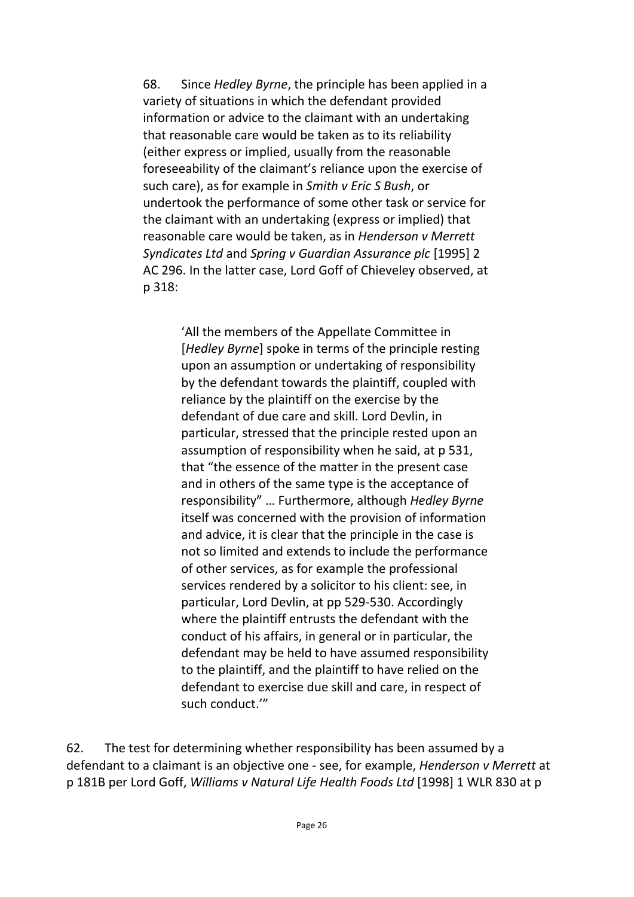> 68. Since *Hedley Byrne*, the principle has been applied in a variety of situations in which the defendant provided information or advice to the claimant with an undertaking that reasonable care would be taken as to its reliability (either express or implied, usually from the reasonable foreseeability of the claimant's reliance upon the exercise of such care), as for example in *Smith v Eric S Bush*, or undertook the performance of some other task or service for the claimant with an undertaking (express or implied) that reasonable care would be taken, as in *Henderson v Merrett Syndicates Ltd* and *Spring v Guardian Assurance plc* [1995] 2 AC 296. In the latter case, Lord Goff of Chieveley observed, at p 318:
>
>> 'All the members of the Appellate Committee in [*Hedley Byrne*] spoke in terms of the principle resting upon an assumption or undertaking of responsibility by the defendant towards the plaintiff, coupled with reliance by the plaintiff on the exercise by the defendant of due care and skill. Lord Devlin, in particular, stressed that the principle rested upon an assumption of responsibility when he said, at p 531, that "the essence of the matter in the present case and in others of the same type is the acceptance of responsibility" … Furthermore, although *Hedley Byrne* itself was concerned with the provision of information and advice, it is clear that the principle in the case is not so limited and extends to include the performance of other services, as for example the professional services rendered by a solicitor to his client: see, in particular, Lord Devlin, at pp 529-530. Accordingly where the plaintiff entrusts the defendant with the conduct of his affairs, in general or in particular, the defendant may be held to have assumed responsibility to the plaintiff, and the plaintiff to have relied on the defendant to exercise due skill and care, in respect of such conduct.'"

62. The test for determining whether responsibility has been assumed by a defendant to a claimant is an objective one - see, for example, *Henderson v Merrett* at p 181B per Lord Goff, *Williams v Natural Life Health Foods Ltd* [1998] 1 WLR 830 at p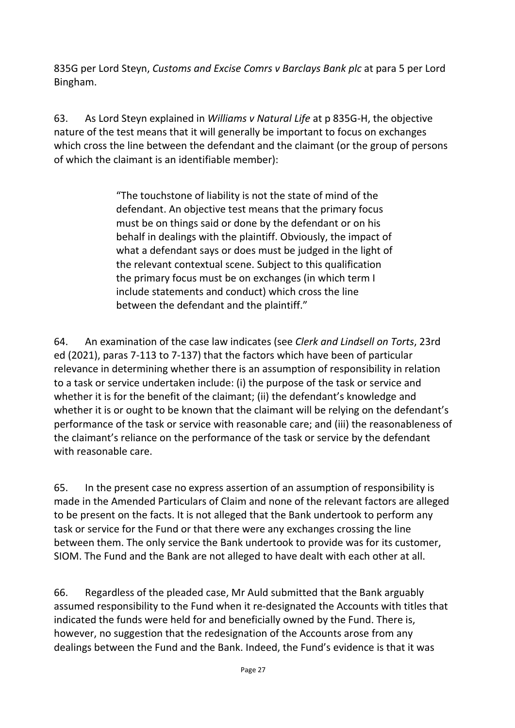835G per Lord Steyn, *Customs and Excise Comrs v Barclays Bank plc* at para 5 per Lord Bingham.

63. As Lord Steyn explained in *Williams v Natural Life* at p 835G-H, the objective nature of the test means that it will generally be important to focus on exchanges which cross the line between the defendant and the claimant (or the group of persons of which the claimant is an identifiable member):

> "The touchstone of liability is not the state of mind of the defendant. An objective test means that the primary focus must be on things said or done by the defendant or on his behalf in dealings with the plaintiff. Obviously, the impact of what a defendant says or does must be judged in the light of the relevant contextual scene. Subject to this qualification the primary focus must be on exchanges (in which term I include statements and conduct) which cross the line between the defendant and the plaintiff."

64. An examination of the case law indicates (see *Clerk and Lindsell on Torts*, 23rd ed (2021), paras 7-113 to 7-137) that the factors which have been of particular relevance in determining whether there is an assumption of responsibility in relation to a task or service undertaken include: (i) the purpose of the task or service and whether it is for the benefit of the claimant; (ii) the defendant's knowledge and whether it is or ought to be known that the claimant will be relying on the defendant's performance of the task or service with reasonable care; and (iii) the reasonableness of the claimant's reliance on the performance of the task or service by the defendant with reasonable care.

65. In the present case no express assertion of an assumption of responsibility is made in the Amended Particulars of Claim and none of the relevant factors are alleged to be present on the facts. It is not alleged that the Bank undertook to perform any task or service for the Fund or that there were any exchanges crossing the line between them. The only service the Bank undertook to provide was for its customer, SIOM. The Fund and the Bank are not alleged to have dealt with each other at all.

66. Regardless of the pleaded case, Mr Auld submitted that the Bank arguably assumed responsibility to the Fund when it re-designated the Accounts with titles that indicated the funds were held for and beneficially owned by the Fund. There is, however, no suggestion that the redesignation of the Accounts arose from any dealings between the Fund and the Bank. Indeed, the Fund's evidence is that it was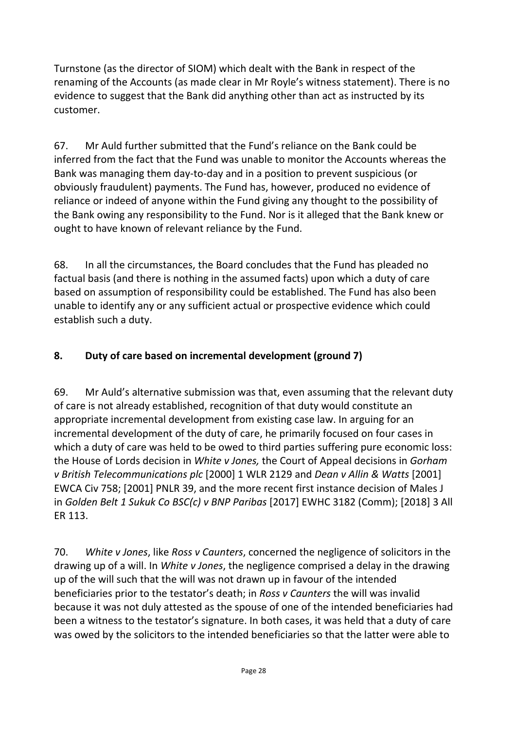Turnstone (as the director of SIOM) which dealt with the Bank in respect of the renaming of the Accounts (as made clear in Mr Royle's witness statement). There is no evidence to suggest that the Bank did anything other than act as instructed by its customer.

67. Mr Auld further submitted that the Fund's reliance on the Bank could be inferred from the fact that the Fund was unable to monitor the Accounts whereas the Bank was managing them day-to-day and in a position to prevent suspicious (or obviously fraudulent) payments. The Fund has, however, produced no evidence of reliance or indeed of anyone within the Fund giving any thought to the possibility of the Bank owing any responsibility to the Fund. Nor is it alleged that the Bank knew or ought to have known of relevant reliance by the Fund.

68. In all the circumstances, the Board concludes that the Fund has pleaded no factual basis (and there is nothing in the assumed facts) upon which a duty of care based on assumption of responsibility could be established. The Fund has also been unable to identify any or any sufficient actual or prospective evidence which could establish such a duty.

## 8. Duty of care based on incremental development (ground 7)

69. Mr Auld's alternative submission was that, even assuming that the relevant duty of care is not already established, recognition of that duty would constitute an appropriate incremental development from existing case law. In arguing for an incremental development of the duty of care, he primarily focused on four cases in which a duty of care was held to be owed to third parties suffering pure economic loss: the House of Lords decision in *White v Jones,* the Court of Appeal decisions in *Gorham v British Telecommunications plc* [2000] 1 WLR 2129 and *Dean v Allin & Watts* [2001] EWCA Civ 758; [2001] PNLR 39, and the more recent first instance decision of Males J in *Golden Belt 1 Sukuk Co BSC(c) v BNP Paribas* [2017] EWHC 3182 (Comm); [2018] 3 All ER 113.

70. *White v Jones*, like *Ross v Caunters*, concerned the negligence of solicitors in the drawing up of a will. In *White v Jones*, the negligence comprised a delay in the drawing up of the will such that the will was not drawn up in favour of the intended beneficiaries prior to the testator's death; in *Ross v Caunters* the will was invalid because it was not duly attested as the spouse of one of the intended beneficiaries had been a witness to the testator's signature. In both cases, it was held that a duty of care was owed by the solicitors to the intended beneficiaries so that the latter were able to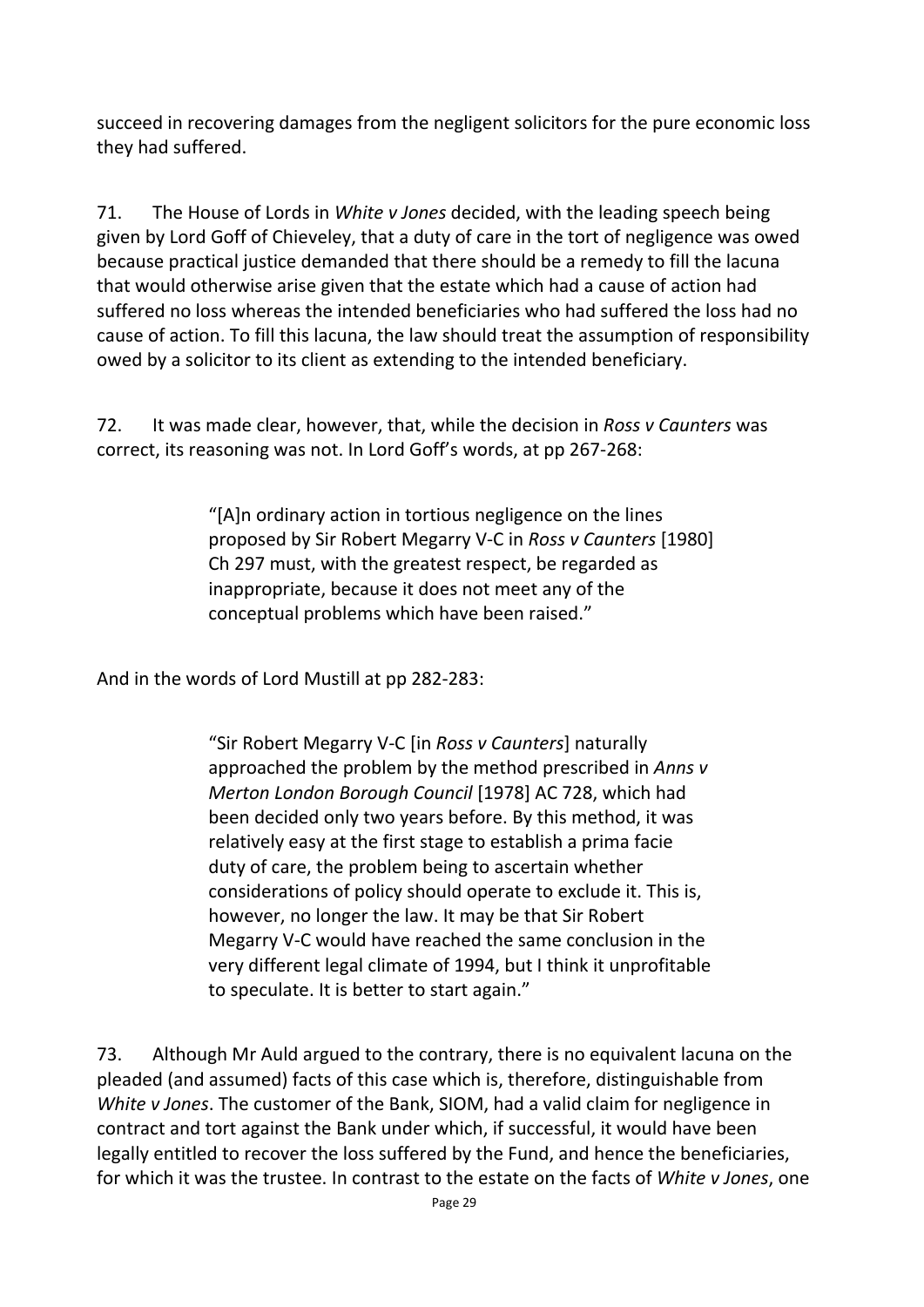succeed in recovering damages from the negligent solicitors for the pure economic loss they had suffered.

71. The House of Lords in *White v Jones* decided, with the leading speech being given by Lord Goff of Chieveley, that a duty of care in the tort of negligence was owed because practical justice demanded that there should be a remedy to fill the lacuna that would otherwise arise given that the estate which had a cause of action had suffered no loss whereas the intended beneficiaries who had suffered the loss had no cause of action. To fill this lacuna, the law should treat the assumption of responsibility owed by a solicitor to its client as extending to the intended beneficiary.

72. It was made clear, however, that, while the decision in *Ross v Caunters* was correct, its reasoning was not. In Lord Goff's words, at pp 267-268:

> "[A]n ordinary action in tortious negligence on the lines proposed by Sir Robert Megarry V-C in *Ross v Caunters* [1980] Ch 297 must, with the greatest respect, be regarded as inappropriate, because it does not meet any of the conceptual problems which have been raised."

And in the words of Lord Mustill at pp 282-283:

> "Sir Robert Megarry V-C [in *Ross v Caunters*] naturally approached the problem by the method prescribed in *Anns v Merton London Borough Council* [1978] AC 728, which had been decided only two years before. By this method, it was relatively easy at the first stage to establish a prima facie duty of care, the problem being to ascertain whether considerations of policy should operate to exclude it. This is, however, no longer the law. It may be that Sir Robert Megarry V-C would have reached the same conclusion in the very different legal climate of 1994, but I think it unprofitable to speculate. It is better to start again."

73. Although Mr Auld argued to the contrary, there is no equivalent lacuna on the pleaded (and assumed) facts of this case which is, therefore, distinguishable from *White v Jones*. The customer of the Bank, SIOM, had a valid claim for negligence in contract and tort against the Bank under which, if successful, it would have been legally entitled to recover the loss suffered by the Fund, and hence the beneficiaries, for which it was the trustee. In contrast to the estate on the facts of *White v Jones*, one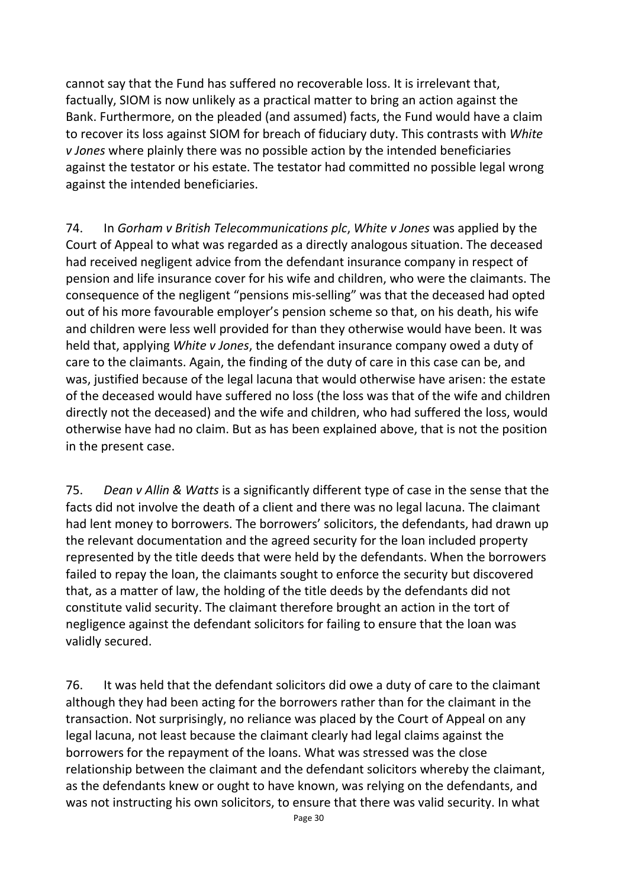cannot say that the Fund has suffered no recoverable loss. It is irrelevant that, factually, SIOM is now unlikely as a practical matter to bring an action against the Bank. Furthermore, on the pleaded (and assumed) facts, the Fund would have a claim to recover its loss against SIOM for breach of fiduciary duty. This contrasts with *White v Jones* where plainly there was no possible action by the intended beneficiaries against the testator or his estate. The testator had committed no possible legal wrong against the intended beneficiaries.

74. In *Gorham v British Telecommunications plc*, *White v Jones* was applied by the Court of Appeal to what was regarded as a directly analogous situation. The deceased had received negligent advice from the defendant insurance company in respect of pension and life insurance cover for his wife and children, who were the claimants. The consequence of the negligent "pensions mis-selling" was that the deceased had opted out of his more favourable employer's pension scheme so that, on his death, his wife and children were less well provided for than they otherwise would have been. It was held that, applying *White v Jones*, the defendant insurance company owed a duty of care to the claimants. Again, the finding of the duty of care in this case can be, and was, justified because of the legal lacuna that would otherwise have arisen: the estate of the deceased would have suffered no loss (the loss was that of the wife and children directly not the deceased) and the wife and children, who had suffered the loss, would otherwise have had no claim. But as has been explained above, that is not the position in the present case.

75. *Dean v Allin & Watts* is a significantly different type of case in the sense that the facts did not involve the death of a client and there was no legal lacuna. The claimant had lent money to borrowers. The borrowers' solicitors, the defendants, had drawn up the relevant documentation and the agreed security for the loan included property represented by the title deeds that were held by the defendants. When the borrowers failed to repay the loan, the claimants sought to enforce the security but discovered that, as a matter of law, the holding of the title deeds by the defendants did not constitute valid security. The claimant therefore brought an action in the tort of negligence against the defendant solicitors for failing to ensure that the loan was validly secured.

76. It was held that the defendant solicitors did owe a duty of care to the claimant although they had been acting for the borrowers rather than for the claimant in the transaction. Not surprisingly, no reliance was placed by the Court of Appeal on any legal lacuna, not least because the claimant clearly had legal claims against the borrowers for the repayment of the loans. What was stressed was the close relationship between the claimant and the defendant solicitors whereby the claimant, as the defendants knew or ought to have known, was relying on the defendants, and was not instructing his own solicitors, to ensure that there was valid security. In what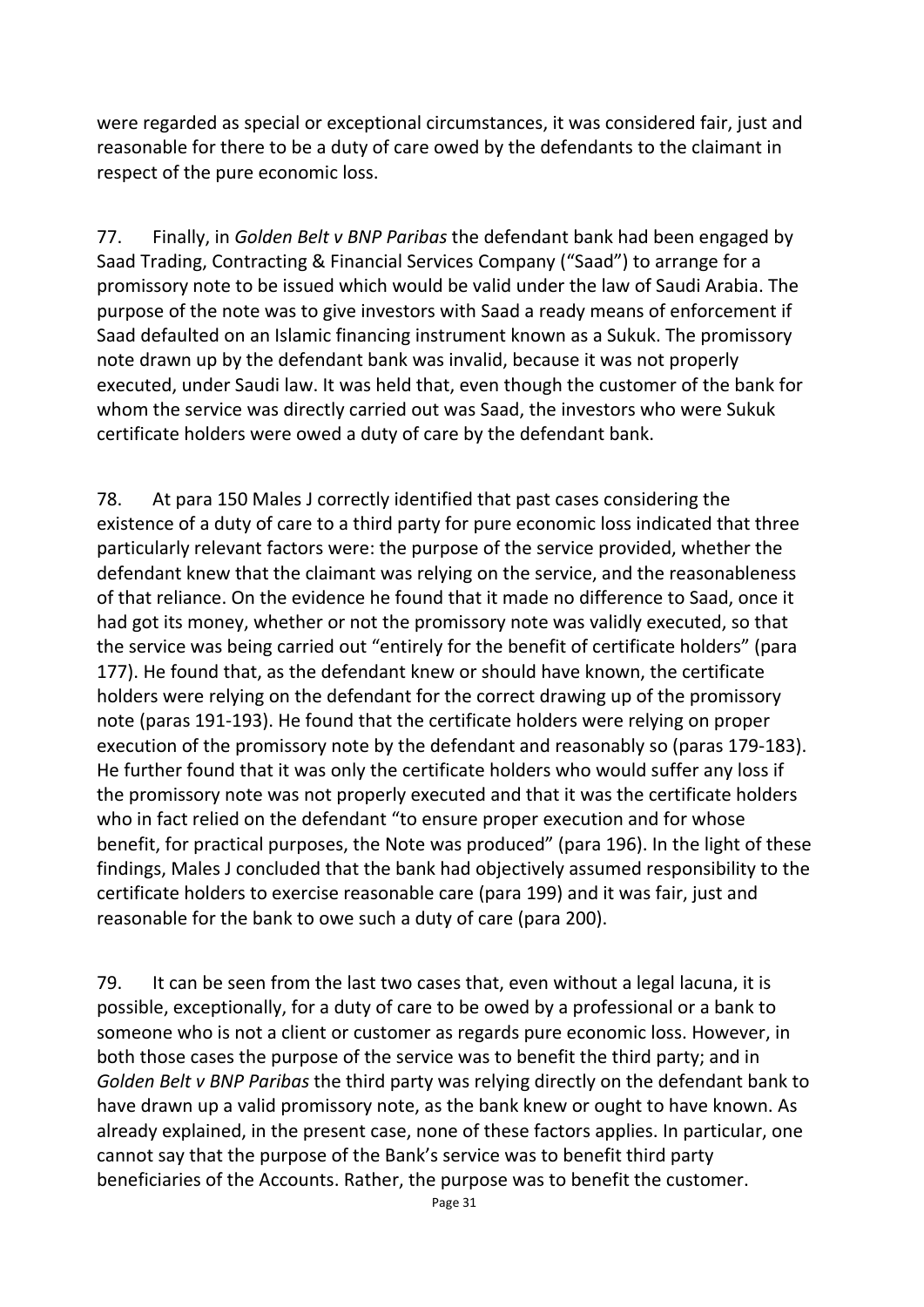were regarded as special or exceptional circumstances, it was considered fair, just and reasonable for there to be a duty of care owed by the defendants to the claimant in respect of the pure economic loss.

77. Finally, in *Golden Belt v BNP Paribas* the defendant bank had been engaged by Saad Trading, Contracting & Financial Services Company ("Saad") to arrange for a promissory note to be issued which would be valid under the law of Saudi Arabia. The purpose of the note was to give investors with Saad a ready means of enforcement if Saad defaulted on an Islamic financing instrument known as a Sukuk. The promissory note drawn up by the defendant bank was invalid, because it was not properly executed, under Saudi law. It was held that, even though the customer of the bank for whom the service was directly carried out was Saad, the investors who were Sukuk certificate holders were owed a duty of care by the defendant bank.

78. At para 150 Males J correctly identified that past cases considering the existence of a duty of care to a third party for pure economic loss indicated that three particularly relevant factors were: the purpose of the service provided, whether the defendant knew that the claimant was relying on the service, and the reasonableness of that reliance. On the evidence he found that it made no difference to Saad, once it had got its money, whether or not the promissory note was validly executed, so that the service was being carried out "entirely for the benefit of certificate holders" (para 177). He found that, as the defendant knew or should have known, the certificate holders were relying on the defendant for the correct drawing up of the promissory note (paras 191-193). He found that the certificate holders were relying on proper execution of the promissory note by the defendant and reasonably so (paras 179-183). He further found that it was only the certificate holders who would suffer any loss if the promissory note was not properly executed and that it was the certificate holders who in fact relied on the defendant "to ensure proper execution and for whose benefit, for practical purposes, the Note was produced" (para 196). In the light of these findings, Males J concluded that the bank had objectively assumed responsibility to the certificate holders to exercise reasonable care (para 199) and it was fair, just and reasonable for the bank to owe such a duty of care (para 200).

79. It can be seen from the last two cases that, even without a legal lacuna, it is possible, exceptionally, for a duty of care to be owed by a professional or a bank to someone who is not a client or customer as regards pure economic loss. However, in both those cases the purpose of the service was to benefit the third party; and in *Golden Belt v BNP Paribas* the third party was relying directly on the defendant bank to have drawn up a valid promissory note, as the bank knew or ought to have known. As already explained, in the present case, none of these factors applies. In particular, one cannot say that the purpose of the Bank's service was to benefit third party beneficiaries of the Accounts. Rather, the purpose was to benefit the customer.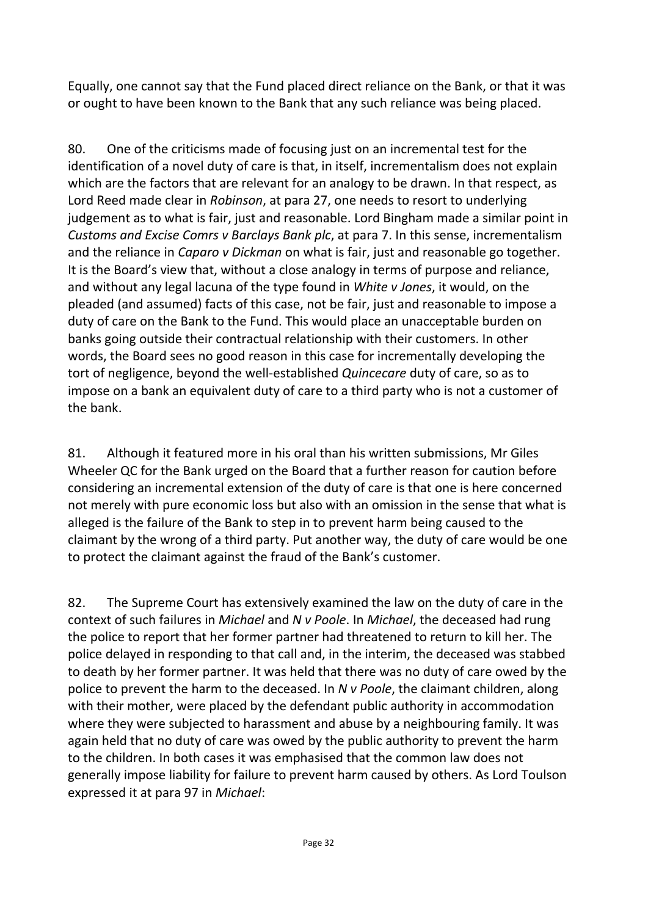Equally, one cannot say that the Fund placed direct reliance on the Bank, or that it was or ought to have been known to the Bank that any such reliance was being placed.

80. One of the criticisms made of focusing just on an incremental test for the identification of a novel duty of care is that, in itself, incrementalism does not explain which are the factors that are relevant for an analogy to be drawn. In that respect, as Lord Reed made clear in *Robinson*, at para 27, one needs to resort to underlying judgement as to what is fair, just and reasonable. Lord Bingham made a similar point in *Customs and Excise Comrs v Barclays Bank plc*, at para 7. In this sense, incrementalism and the reliance in *Caparo v Dickman* on what is fair, just and reasonable go together. It is the Board's view that, without a close analogy in terms of purpose and reliance, and without any legal lacuna of the type found in *White v Jones*, it would, on the pleaded (and assumed) facts of this case, not be fair, just and reasonable to impose a duty of care on the Bank to the Fund. This would place an unacceptable burden on banks going outside their contractual relationship with their customers. In other words, the Board sees no good reason in this case for incrementally developing the tort of negligence, beyond the well-established *Quincecare* duty of care, so as to impose on a bank an equivalent duty of care to a third party who is not a customer of the bank.

81. Although it featured more in his oral than his written submissions, Mr Giles Wheeler QC for the Bank urged on the Board that a further reason for caution before considering an incremental extension of the duty of care is that one is here concerned not merely with pure economic loss but also with an omission in the sense that what is alleged is the failure of the Bank to step in to prevent harm being caused to the claimant by the wrong of a third party. Put another way, the duty of care would be one to protect the claimant against the fraud of the Bank's customer.

82. The Supreme Court has extensively examined the law on the duty of care in the context of such failures in *Michael* and *N v Poole*. In *Michael*, the deceased had rung the police to report that her former partner had threatened to return to kill her. The police delayed in responding to that call and, in the interim, the deceased was stabbed to death by her former partner. It was held that there was no duty of care owed by the police to prevent the harm to the deceased. In *N v Poole*, the claimant children, along with their mother, were placed by the defendant public authority in accommodation where they were subjected to harassment and abuse by a neighbouring family. It was again held that no duty of care was owed by the public authority to prevent the harm to the children. In both cases it was emphasised that the common law does not generally impose liability for failure to prevent harm caused by others. As Lord Toulson expressed it at para 97 in *Michael*: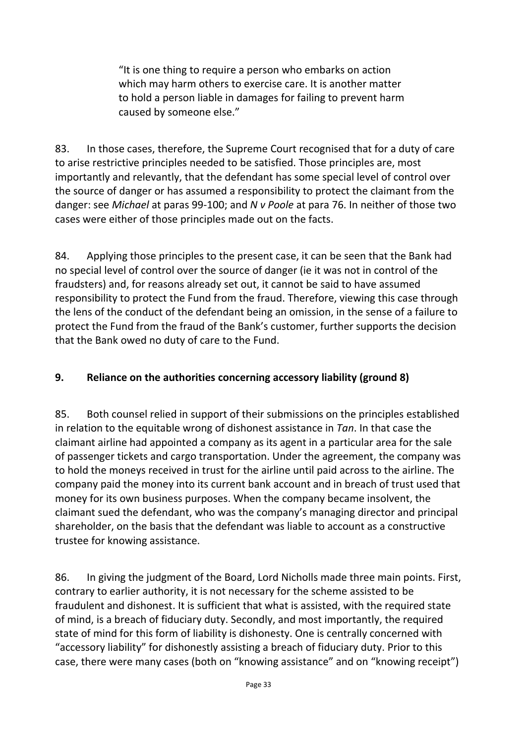> "It is one thing to require a person who embarks on action which may harm others to exercise care. It is another matter to hold a person liable in damages for failing to prevent harm caused by someone else."

83. In those cases, therefore, the Supreme Court recognised that for a duty of care to arise restrictive principles needed to be satisfied. Those principles are, most importantly and relevantly, that the defendant has some special level of control over the source of danger or has assumed a responsibility to protect the claimant from the danger: see *Michael* at paras 99-100; and *N v Poole* at para 76. In neither of those two cases were either of those principles made out on the facts.

84. Applying those principles to the present case, it can be seen that the Bank had no special level of control over the source of danger (ie it was not in control of the fraudsters) and, for reasons already set out, it cannot be said to have assumed responsibility to protect the Fund from the fraud. Therefore, viewing this case through the lens of the conduct of the defendant being an omission, in the sense of a failure to protect the Fund from the fraud of the Bank's customer, further supports the decision that the Bank owed no duty of care to the Fund.

## 9. Reliance on the authorities concerning accessory liability (ground 8)

85. Both counsel relied in support of their submissions on the principles established in relation to the equitable wrong of dishonest assistance in *Tan*. In that case the claimant airline had appointed a company as its agent in a particular area for the sale of passenger tickets and cargo transportation. Under the agreement, the company was to hold the moneys received in trust for the airline until paid across to the airline. The company paid the money into its current bank account and in breach of trust used that money for its own business purposes. When the company became insolvent, the claimant sued the defendant, who was the company's managing director and principal shareholder, on the basis that the defendant was liable to account as a constructive trustee for knowing assistance.

86. In giving the judgment of the Board, Lord Nicholls made three main points. First, contrary to earlier authority, it is not necessary for the scheme assisted to be fraudulent and dishonest. It is sufficient that what is assisted, with the required state of mind, is a breach of fiduciary duty. Secondly, and most importantly, the required state of mind for this form of liability is dishonesty. One is centrally concerned with "accessory liability" for dishonestly assisting a breach of fiduciary duty. Prior to this case, there were many cases (both on "knowing assistance" and on "knowing receipt")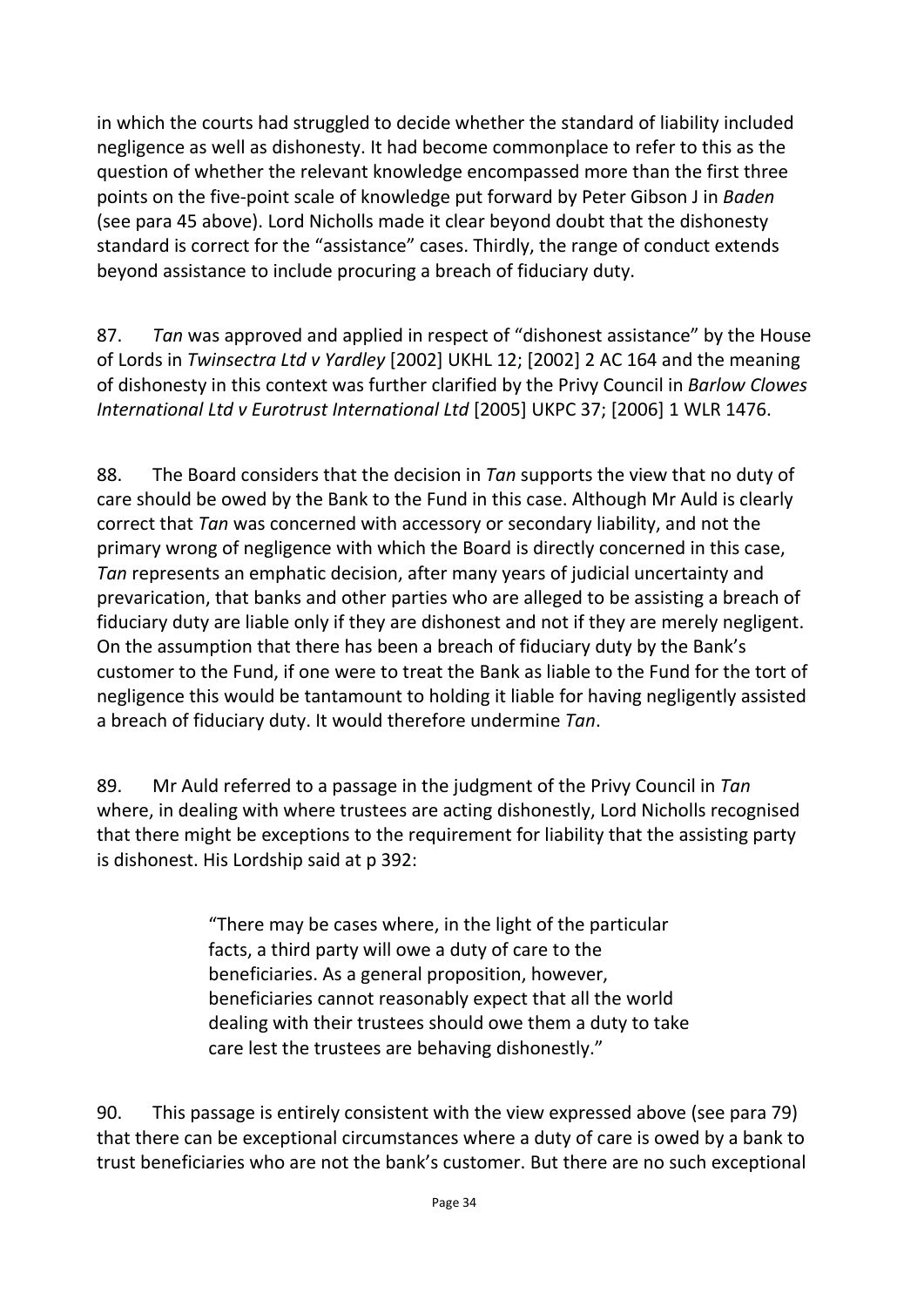in which the courts had struggled to decide whether the standard of liability included negligence as well as dishonesty. It had become commonplace to refer to this as the question of whether the relevant knowledge encompassed more than the first three points on the five-point scale of knowledge put forward by Peter Gibson J in *Baden* (see para 45 above). Lord Nicholls made it clear beyond doubt that the dishonesty standard is correct for the "assistance" cases. Thirdly, the range of conduct extends beyond assistance to include procuring a breach of fiduciary duty.

87. *Tan* was approved and applied in respect of "dishonest assistance" by the House of Lords in *Twinsectra Ltd v Yardley* [2002] UKHL 12; [2002] 2 AC 164 and the meaning of dishonesty in this context was further clarified by the Privy Council in *Barlow Clowes International Ltd v Eurotrust International Ltd* [2005] UKPC 37; [2006] 1 WLR 1476.

88. The Board considers that the decision in *Tan* supports the view that no duty of care should be owed by the Bank to the Fund in this case. Although Mr Auld is clearly correct that *Tan* was concerned with accessory or secondary liability, and not the primary wrong of negligence with which the Board is directly concerned in this case, *Tan* represents an emphatic decision, after many years of judicial uncertainty and prevarication, that banks and other parties who are alleged to be assisting a breach of fiduciary duty are liable only if they are dishonest and not if they are merely negligent. On the assumption that there has been a breach of fiduciary duty by the Bank's customer to the Fund, if one were to treat the Bank as liable to the Fund for the tort of negligence this would be tantamount to holding it liable for having negligently assisted a breach of fiduciary duty. It would therefore undermine *Tan*.

89. Mr Auld referred to a passage in the judgment of the Privy Council in *Tan* where, in dealing with where trustees are acting dishonestly, Lord Nicholls recognised that there might be exceptions to the requirement for liability that the assisting party is dishonest. His Lordship said at p 392:

> "There may be cases where, in the light of the particular facts, a third party will owe a duty of care to the beneficiaries. As a general proposition, however, beneficiaries cannot reasonably expect that all the world dealing with their trustees should owe them a duty to take care lest the trustees are behaving dishonestly."

90. This passage is entirely consistent with the view expressed above (see para 79) that there can be exceptional circumstances where a duty of care is owed by a bank to trust beneficiaries who are not the bank's customer. But there are no such exceptional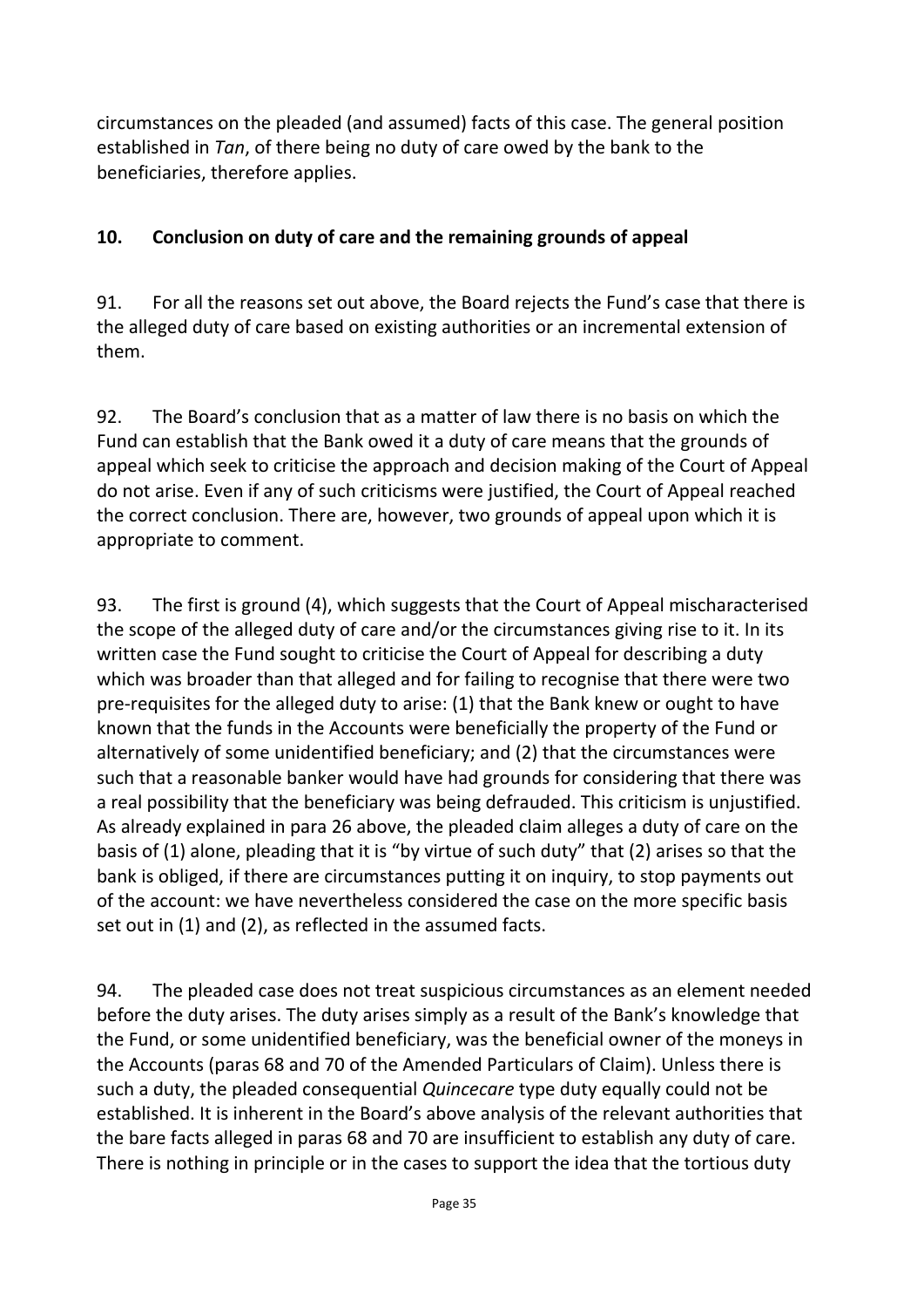circumstances on the pleaded (and assumed) facts of this case. The general position established in *Tan*, of there being no duty of care owed by the bank to the beneficiaries, therefore applies.

## 10. Conclusion on duty of care and the remaining grounds of appeal

91. For all the reasons set out above, the Board rejects the Fund's case that there is the alleged duty of care based on existing authorities or an incremental extension of them.

92. The Board's conclusion that as a matter of law there is no basis on which the Fund can establish that the Bank owed it a duty of care means that the grounds of appeal which seek to criticise the approach and decision making of the Court of Appeal do not arise. Even if any of such criticisms were justified, the Court of Appeal reached the correct conclusion. There are, however, two grounds of appeal upon which it is appropriate to comment.

93. The first is ground (4), which suggests that the Court of Appeal mischaracterised the scope of the alleged duty of care and/or the circumstances giving rise to it. In its written case the Fund sought to criticise the Court of Appeal for describing a duty which was broader than that alleged and for failing to recognise that there were two pre-requisites for the alleged duty to arise: (1) that the Bank knew or ought to have known that the funds in the Accounts were beneficially the property of the Fund or alternatively of some unidentified beneficiary; and (2) that the circumstances were such that a reasonable banker would have had grounds for considering that there was a real possibility that the beneficiary was being defrauded. This criticism is unjustified. As already explained in para 26 above, the pleaded claim alleges a duty of care on the basis of (1) alone, pleading that it is "by virtue of such duty" that (2) arises so that the bank is obliged, if there are circumstances putting it on inquiry, to stop payments out of the account: we have nevertheless considered the case on the more specific basis set out in (1) and (2), as reflected in the assumed facts.

94. The pleaded case does not treat suspicious circumstances as an element needed before the duty arises. The duty arises simply as a result of the Bank's knowledge that the Fund, or some unidentified beneficiary, was the beneficial owner of the moneys in the Accounts (paras 68 and 70 of the Amended Particulars of Claim). Unless there is such a duty, the pleaded consequential *Quincecare* type duty equally could not be established. It is inherent in the Board's above analysis of the relevant authorities that the bare facts alleged in paras 68 and 70 are insufficient to establish any duty of care. There is nothing in principle or in the cases to support the idea that the tortious duty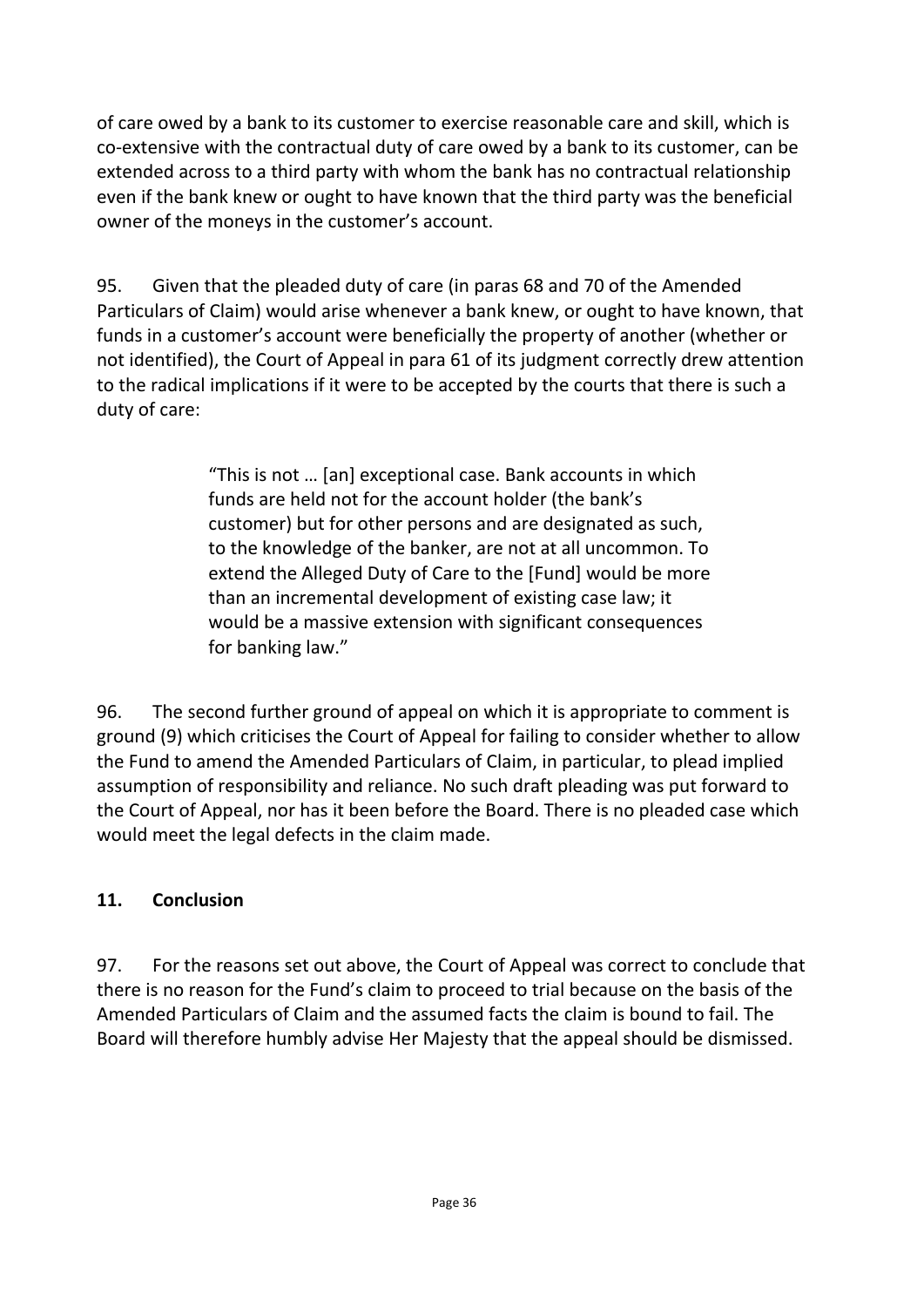of care owed by a bank to its customer to exercise reasonable care and skill, which is co-extensive with the contractual duty of care owed by a bank to its customer, can be extended across to a third party with whom the bank has no contractual relationship even if the bank knew or ought to have known that the third party was the beneficial owner of the moneys in the customer's account.

95. Given that the pleaded duty of care (in paras 68 and 70 of the Amended Particulars of Claim) would arise whenever a bank knew, or ought to have known, that funds in a customer's account were beneficially the property of another (whether or not identified), the Court of Appeal in para 61 of its judgment correctly drew attention to the radical implications if it were to be accepted by the courts that there is such a duty of care:

> "This is not … [an] exceptional case. Bank accounts in which funds are held not for the account holder (the bank's customer) but for other persons and are designated as such, to the knowledge of the banker, are not at all uncommon. To extend the Alleged Duty of Care to the [Fund] would be more than an incremental development of existing case law; it would be a massive extension with significant consequences for banking law."

96. The second further ground of appeal on which it is appropriate to comment is ground (9) which criticises the Court of Appeal for failing to consider whether to allow the Fund to amend the Amended Particulars of Claim, in particular, to plead implied assumption of responsibility and reliance. No such draft pleading was put forward to the Court of Appeal, nor has it been before the Board. There is no pleaded case which would meet the legal defects in the claim made.

## 11. Conclusion

97. For the reasons set out above, the Court of Appeal was correct to conclude that there is no reason for the Fund's claim to proceed to trial because on the basis of the Amended Particulars of Claim and the assumed facts the claim is bound to fail. The Board will therefore humbly advise Her Majesty that the appeal should be dismissed.